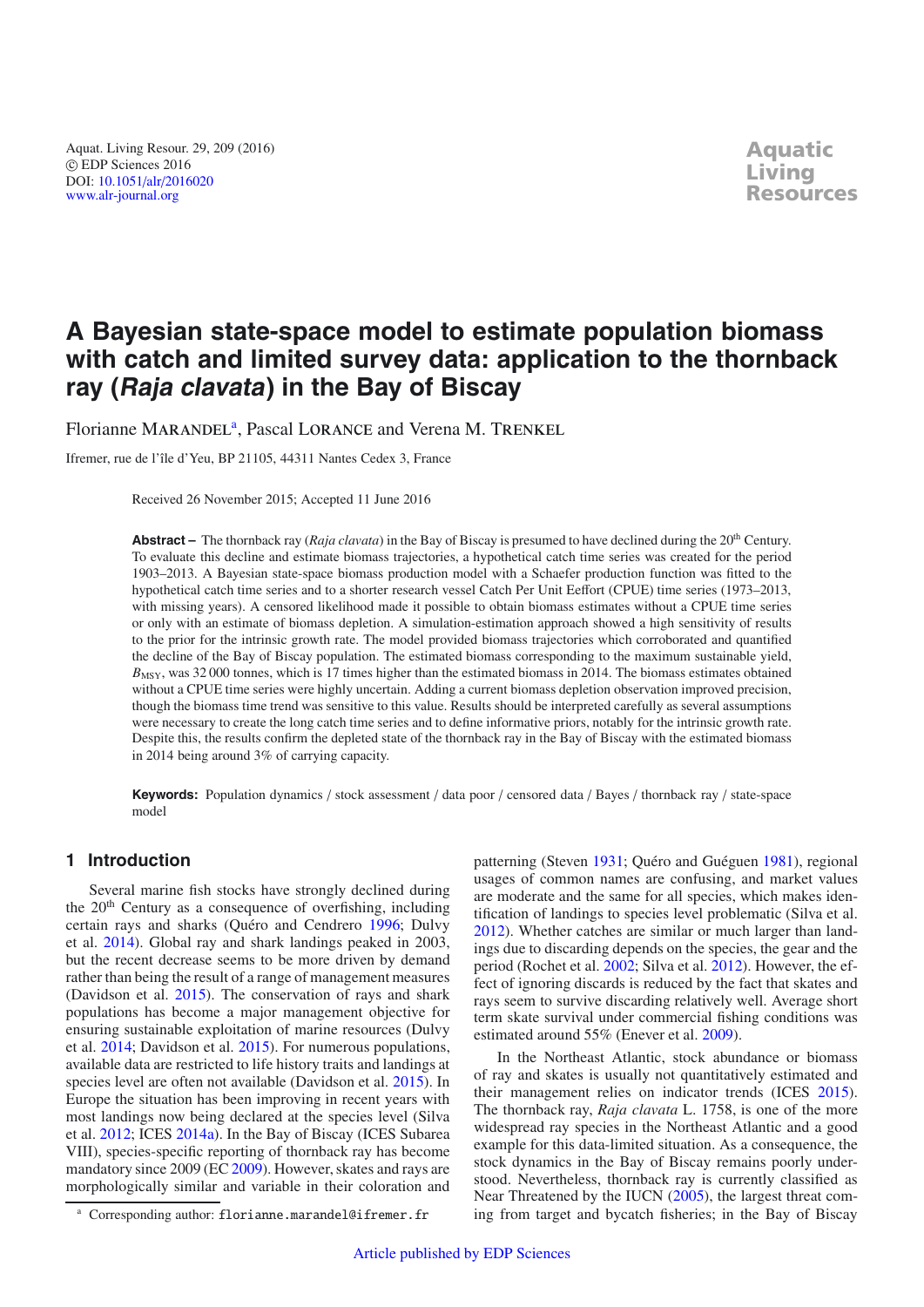# A Bayesian state-space model to estimate population biomass with catch and limited survey data: application to the thornback ray (*Raja clavata*) in the Bay of Biscay

Florianne Marandel[a], Pascal Lorance and Verena M. Trenkel

Ifremer, rue de l'île d'Yeu, BP 21105, 44311 Nantes Cedex 3, France

Received 26 November 2015; Accepted 11 June 2016

**Abstract –** The thornback ray (*Raja clavata*) in the Bay of Biscay is presumed to have declined during the 20th Century. To evaluate this decline and estimate biomass trajectories, a hypothetical catch time series was created for the period 1903–2013. A Bayesian state-space biomass production model with a Schaefer production function was fitted to the hypothetical catch time series and to a shorter research vessel Catch Per Unit Eeffort (CPUE) time series (1973–2013, with missing years). A censored likelihood made it possible to obtain biomass estimates without a CPUE time series or only with an estimate of biomass depletion. A simulation-estimation approach showed a high sensitivity of results to the prior for the intrinsic growth rate. The model provided biomass trajectories which corroborated and quantified the decline of the Bay of Biscay population. The estimated biomass corresponding to the maximum sustainable yield, $B_{\mathrm{MSY}}$, was 32 000 tonnes, which is 17 times higher than the estimated biomass in 2014. The biomass estimates obtained without a CPUE time series were highly uncertain. Adding a current biomass depletion observation improved precision, though the biomass time trend was sensitive to this value. Results should be interpreted carefully as several assumptions were necessary to create the long catch time series and to define informative priors, notably for the intrinsic growth rate. Despite this, the results confirm the depleted state of the thornback ray in the Bay of Biscay with the estimated biomass in 2014 being around 3% of carrying capacity.

**Keywords:** Population dynamics / stock assessment / data poor / censored data / Bayes / thornback ray / state-space model

## 1 Introduction

Several marine fish stocks have strongly declined during the 20th Century as a consequence of overfishing, including certain rays and sharks (Quéro and Cendrero 1996; Dulvy et al. 2014). Global ray and shark landings peaked in 2003, but the recent decrease seems to be more driven by demand rather than being the result of a range of management measures (Davidson et al. 2015). The conservation of rays and shark populations has become a major management objective for ensuring sustainable exploitation of marine resources (Dulvy et al. 2014; Davidson et al. 2015). For numerous populations, available data are restricted to life history traits and landings at species level are often not available (Davidson et al. 2015). In Europe the situation has been improving in recent years with most landings now being declared at the species level (Silva et al. 2012; ICES 2014a). In the Bay of Biscay (ICES Subarea VIII), species-specific reporting of thornback ray has become mandatory since 2009 (EC 2009). However, skates and rays are morphologically similar and variable in their coloration and patterning (Steven 1931; Quéro and Guéguen 1981), regional usages of common names are confusing, and market values are moderate and the same for all species, which makes identification of landings to species level problematic (Silva et al. 2012). Whether catches are similar or much larger than landings due to discarding depends on the species, the gear and the period (Rochet et al. 2002; Silva et al. 2012). However, the effect of ignoring discards is reduced by the fact that skates and rays seem to survive discarding relatively well. Average short term skate survival under commercial fishing conditions was estimated around 55% (Enever et al. 2009).

In the Northeast Atlantic, stock abundance or biomass of ray and skates is usually not quantitatively estimated and their management relies on indicator trends (ICES 2015). The thornback ray, *Raja clavata* L. 1758, is one of the more widespread ray species in the Northeast Atlantic and a good example for this data-limited situation. As a consequence, the stock dynamics in the Bay of Biscay remains poorly understood. Nevertheless, thornback ray is currently classified as Near Threatened by the IUCN (2005), the largest threat coming from target and bycatch fisheries; in the Bay of Biscay

[a] Corresponding author: florianne.marandel@ifremer.fr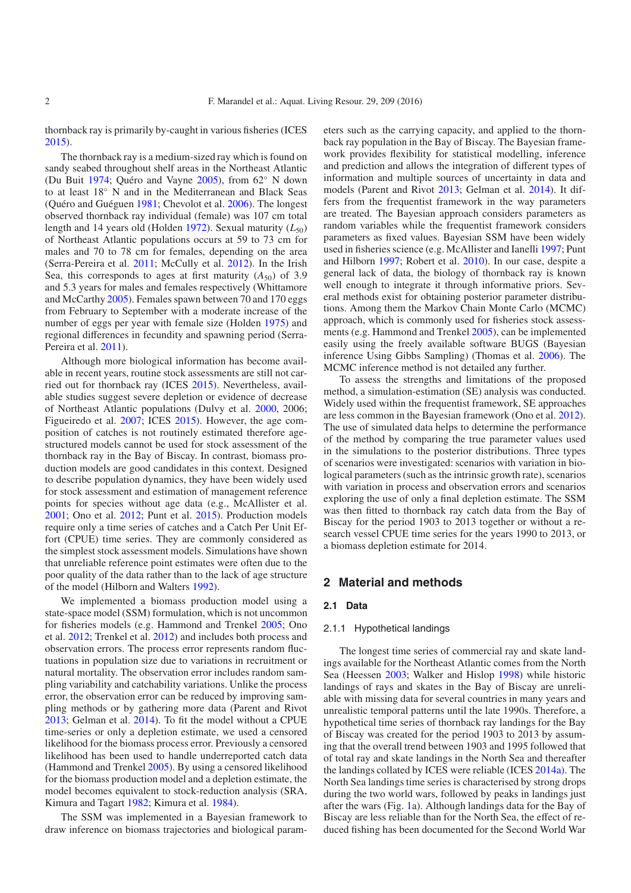thornback ray is primarily by-caught in various fisheries (ICES 2015).

The thornback ray is a medium-sized ray which is found on sandy seabed throughout shelf areas in the Northeast Atlantic (Du Buit 1974; Quéro and Vayne 2005), from 62° N down to at least 18° N and in the Mediterranean and Black Seas (Quéro and Guéguen 1981; Chevolot et al. 2006). The longest observed thornback ray individual (female) was 107 cm total length and 14 years old (Holden 1972). Sexual maturity ($L_{50}$) of Northeast Atlantic populations occurs at 59 to 73 cm for males and 70 to 78 cm for females, depending on the area (Serra-Pereira et al. 2011; McCully et al. 2012). In the Irish Sea, this corresponds to ages at first maturity ($A_{50}$) of 3.9 and 5.3 years for males and females respectively (Whittamore and McCarthy 2005). Females spawn between 70 and 170 eggs from February to September with a moderate increase of the number of eggs per year with female size (Holden 1975) and regional differences in fecundity and spawning period (Serra-Pereira et al. 2011).

Although more biological information has become available in recent years, routine stock assessments are still not carried out for thornback ray (ICES 2015). Nevertheless, available studies suggest severe depletion or evidence of decrease of Northeast Atlantic populations (Dulvy et al. 2000, 2006; Figueiredo et al. 2007; ICES 2015). However, the age composition of catches is not routinely estimated therefore age-structured models cannot be used for stock assessment of the thornback ray in the Bay of Biscay. In contrast, biomass production models are good candidates in this context. Designed to describe population dynamics, they have been widely used for stock assessment and estimation of management reference points for species without age data (e.g., McAllister et al. 2001; Ono et al. 2012; Punt et al. 2015). Production models require only a time series of catches and a Catch Per Unit Effort (CPUE) time series. They are commonly considered as the simplest stock assessment models. Simulations have shown that unreliable reference point estimates were often due to the poor quality of the data rather than to the lack of age structure of the model (Hilborn and Walters 1992).

We implemented a biomass production model using a state-space model (SSM) formulation, which is not uncommon for fisheries models (e.g. Hammond and Trenkel 2005; Ono et al. 2012; Trenkel et al. 2012) and includes both process and observation errors. The process error represents random fluctuations in population size due to variations in recruitment or natural mortality. The observation error includes random sampling variability and catchability variations. Unlike the process error, the observation error can be reduced by improving sampling methods or by gathering more data (Parent and Rivot 2013; Gelman et al. 2014). To fit the model without a CPUE time-series or only a depletion estimate, we used a censored likelihood for the biomass process error. Previously a censored likelihood has been used to handle underreported catch data (Hammond and Trenkel 2005). By using a censored likelihood for the biomass production model and a depletion estimate, the model becomes equivalent to stock-reduction analysis (SRA, Kimura and Tagart 1982; Kimura et al. 1984).

The SSM was implemented in a Bayesian framework to draw inference on biomass trajectories and biological parameters such as the carrying capacity, and applied to the thornback ray population in the Bay of Biscay. The Bayesian framework provides flexibility for statistical modelling, inference and prediction and allows the integration of different types of information and multiple sources of uncertainty in data and models (Parent and Rivot 2013; Gelman et al. 2014). It differs from the frequentist framework in the way parameters are treated. The Bayesian approach considers parameters as random variables while the frequentist framework considers parameters as fixed values. Bayesian SSM have been widely used in fisheries science (e.g. McAllister and Ianelli 1997; Punt and Hilborn 1997; Robert et al. 2010). In our case, despite a general lack of data, the biology of thornback ray is known well enough to integrate it through informative priors. Several methods exist for obtaining posterior parameter distributions. Among them the Markov Chain Monte Carlo (MCMC) approach, which is commonly used for fisheries stock assessments (e.g. Hammond and Trenkel 2005), can be implemented easily using the freely available software BUGS (Bayesian inference Using Gibbs Sampling) (Thomas et al. 2006). The MCMC inference method is not detailed any further.

To assess the strengths and limitations of the proposed method, a simulation-estimation (SE) analysis was conducted. Widely used within the frequentist framework, SE approaches are less common in the Bayesian framework (Ono et al. 2012). The use of simulated data helps to determine the performance of the method by comparing the true parameter values used in the simulations to the posterior distributions. Three types of scenarios were investigated: scenarios with variation in biological parameters (such as the intrinsic growth rate), scenarios with variation in process and observation errors and scenarios exploring the use of only a final depletion estimate. The SSM was then fitted to thornback ray catch data from the Bay of Biscay for the period 1903 to 2013 together or without a research vessel CPUE time series for the years 1990 to 2013, or a biomass depletion estimate for 2014.

## 2 Material and methods

### 2.1 Data

#### 2.1.1 Hypothetical landings

The longest time series of commercial ray and skate landings available for the Northeast Atlantic comes from the North Sea (Heessen 2003; Walker and Hislop 1998) while historic landings of rays and skates in the Bay of Biscay are unreliable with missing data for several countries in many years and unrealistic temporal patterns until the late 1990s. Therefore, a hypothetical time series of thornback ray landings for the Bay of Biscay was created for the period 1903 to 2013 by assuming that the overall trend between 1903 and 1995 followed that of total ray and skate landings in the North Sea and thereafter the landings collated by ICES were reliable (ICES 2014a). The North Sea landings time series is characterised by strong drops during the two world wars, followed by peaks in landings just after the wars (Fig. 1a). Although landings data for the Bay of Biscay are less reliable than for the North Sea, the effect of reduced fishing has been documented for the Second World War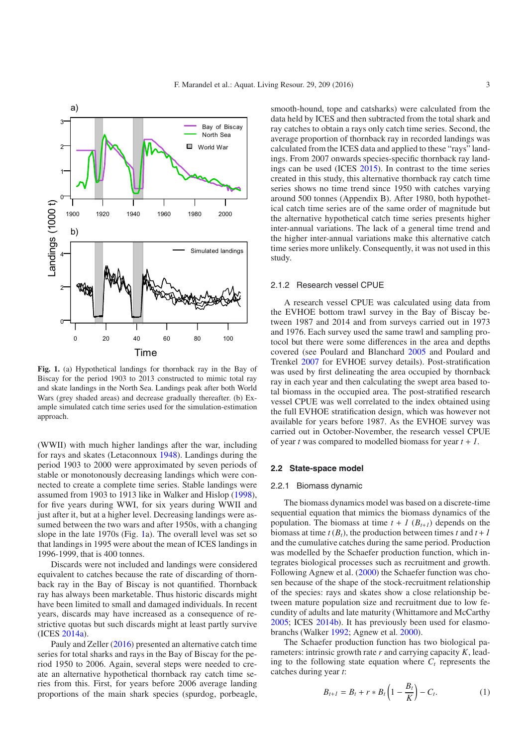Fig. 1. (a) Hypothetical landings for thornback ray in the Bay of Biscay for the period 1903 to 2013 constructed to mimic total ray and skate landings in the North Sea. Landings peak after both World Wars (grey shaded areas) and decrease gradually thereafter. (b) Example simulated catch time series used for the simulation-estimation approach.

(WWII) with much higher landings after the war, including for rays and skates (Letaconnoux 1948). Landings during the period 1903 to 2000 were approximated by seven periods of stable or monotonously decreasing landings which were connected to create a complete time series. Stable landings were assumed from 1903 to 1913 like in Walker and Hislop (1998), for five years during WWI, for six years during WWII and just after it, but at a higher level. Decreasing landings were assumed between the two wars and after 1950s, with a changing slope in the late 1970s (Fig. 1a). The overall level was set so that landings in 1995 were about the mean of ICES landings in 1996-1999, that is 400 tonnes.

Discards were not included and landings were considered equivalent to catches because the rate of discarding of thornback ray in the Bay of Biscay is not quantified. Thornback ray has always been marketable. Thus historic discards might have been limited to small and damaged individuals. In recent years, discards may have increased as a consequence of restrictive quotas but such discards might at least partly survive (ICES 2014a).

Pauly and Zeller (2016) presented an alternative catch time series for total sharks and rays in the Bay of Biscay for the period 1950 to 2006. Again, several steps were needed to create an alternative hypothetical thornback ray catch time series from this. First, for years before 2006 average landing proportions of the main shark species (spurdog, porbeagle, smooth-hound, tope and catsharks) were calculated from the data held by ICES and then subtracted from the total shark and ray catches to obtain a rays only catch time series. Second, the average proportion of thornback ray in recorded landings was calculated from the ICES data and applied to these "rays" landings. From 2007 onwards species-specific thornback ray landings can be used (ICES 2015). In contrast to the time series created in this study, this alternative thornback ray catch time series shows no time trend since 1950 with catches varying around 500 tonnes (Appendix B). After 1980, both hypothetical catch time series are of the same order of magnitude but the alternative hypothetical catch time series presents higher inter-annual variations. The lack of a general time trend and the higher inter-annual variations make this alternative catch time series more unlikely. Consequently, it was not used in this study.

### 2.1.2 Research vessel CPUE

A research vessel CPUE was calculated using data from the EVHOE bottom trawl survey in the Bay of Biscay between 1987 and 2014 and from surveys carried out in 1973 and 1976. Each survey used the same trawl and sampling protocol but there were some differences in the area and depths covered (see Poulard and Blanchard 2005 and Poulard and Trenkel 2007 for EVHOE survey details). Post-stratification was used by first delineating the area occupied by thornback ray in each year and then calculating the swept area based total biomass in the occupied area. The post-stratified research vessel CPUE was well correlated to the index obtained using the full EVHOE stratification design, which was however not available for years before 1987. As the EVHOE survey was carried out in October-November, the research vessel CPUE of year $t$ was compared to modelled biomass for year $t + 1$.

## 2.2 State-space model

### 2.2.1 Biomass dynamic

The biomass dynamics model was based on a discrete-time sequential equation that mimics the biomass dynamics of the population. The biomass at time $t + 1$ ($B_{t+1}$) depends on the biomass at time $t$ ($B_t$), the production between times $t$ and $t + 1$ and the cumulative catches during the same period. Production was modelled by the Schaefer production function, which integrates biological processes such as recruitment and growth. Following Agnew et al. (2000) the Schaefer function was chosen because of the shape of the stock-recruitment relationship of the species: rays and skates show a close relationship between mature population size and recruitment due to low fecundity of adults and late maturity (Whittamore and McCarthy 2005; ICES 2014b). It has previously been used for elasmobranchs (Walker 1992; Agnew et al. 2000).

The Schaefer production function has two biological parameters: intrinsic growth rate $r$ and carrying capacity $K$, leading to the following state equation where $C_t$ represents the catches during year $t$:

$$B_{t+1} = B_t + r * B_t\left(1 - \frac{B_t}{K}\right) - C_t. \qquad (1)$$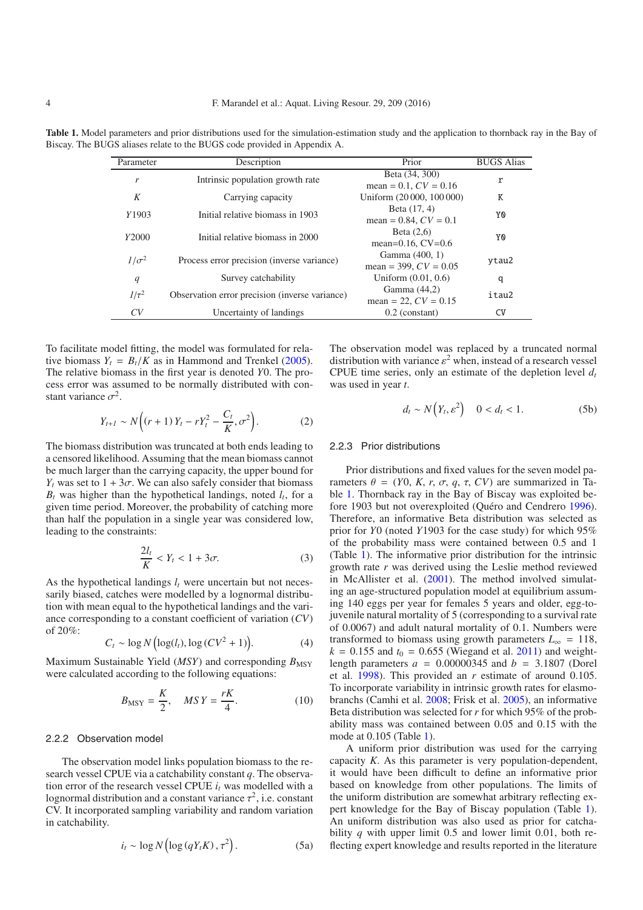**Table 1.** Model parameters and prior distributions used for the simulation-estimation study and the application to thornback ray in the Bay of Biscay. The BUGS aliases relate to the BUGS code provided in Appendix A.

| Parameter | Description | Prior | BUGS Alias |
|---|---|---|---|
| $r$ | Intrinsic population growth rate | Beta (34, 300) mean = 0.1, $CV$ = 0.16 | `r` |
| $K$ | Carrying capacity | Uniform (20 000, 100 000) | `K` |
| $Y1903$ | Initial relative biomass in 1903 | Beta (17, 4) mean = 0.84, $CV$ = 0.1 | `Y0` |
| $Y2000$ | Initial relative biomass in 2000 | Beta (2,6) mean=0.16, CV=0.6 | `Y0` |
| $1/\sigma^2$ | Process error precision (inverse variance) | Gamma (400, 1) mean = 399, $CV$ = 0.05 | `ytau2` |
| $q$ | Survey catchability | Uniform (0.01, 0.6) | `q` |
| $1/\tau^2$ | Observation error precision (inverse variance) | Gamma (44,2) mean = 22, $CV$ = 0.15 | `itau2` |
| $CV$ | Uncertainty of landings | 0.2 (constant) | `CV` |

To facilitate model fitting, the model was formulated for relative biomass $Y_t = B_t/K$ as in Hammond and Trenkel (2005). The relative biomass in the first year is denoted $Y0$. The process error was assumed to be normally distributed with constant variance $\sigma^2$.

$$Y_{t+1} \sim N\left((r+1)\,Y_t - rY_t^2 - \frac{C_t}{K}, \sigma^2\right). \quad (2)$$

The biomass distribution was truncated at both ends leading to a censored likelihood. Assuming that the mean biomass cannot be much larger than the carrying capacity, the upper bound for $Y_t$ was set to $1 + 3\sigma$. We can also safely consider that biomass $B_t$ was higher than the hypothetical landings, noted $l_t$, for a given time period. Moreover, the probability of catching more than half the population in a single year was considered low, leading to the constraints:

$$\frac{2l_t}{K} < Y_t < 1 + 3\sigma. \quad (3)$$

As the hypothetical landings $l_t$ were uncertain but not necessarily biased, catches were modelled by a lognormal distribution with mean equal to the hypothetical landings and the variance corresponding to a constant coefficient of variation ($CV$) of 20%:

$$C_t \sim \log N\left(\log(l_t), \log\left(CV^2 + 1\right)\right). \quad (4)$$

Maximum Sustainable Yield ($MSY$) and corresponding $B_{\text{MSY}}$ were calculated according to the following equations:

$$B_{\text{MSY}} = \frac{K}{2}, \quad MSY = \frac{rK}{4}. \quad (10)$$

### 2.2.2 Observation model

The observation model links population biomass to the research vessel CPUE via a catchability constant $q$. The observation error of the research vessel CPUE $i_t$ was modelled with a lognormal distribution and a constant variance $\tau^2$, i.e. constant CV. It incorporated sampling variability and random variation in catchability.

$$i_t \sim \log N\left(\log\left(qY_tK\right), \tau^2\right). \quad (5a)$$

The observation model was replaced by a truncated normal distribution with variance $\varepsilon^2$ when, instead of a research vessel CPUE time series, only an estimate of the depletion level $d_t$ was used in year $t$.

$$d_t \sim N\left(Y_t, \varepsilon^2\right) \quad 0 < d_t < 1. \quad (5b)$$

### 2.2.3 Prior distributions

Prior distributions and fixed values for the seven model parameters $\theta$ = ($Y0$, $K$, $r$, $\sigma$, $q$, $\tau$, $CV$) are summarized in Table 1. Thornback ray in the Bay of Biscay was exploited before 1903 but not overexploited (Quéro and Cendrero 1996). Therefore, an informative Beta distribution was selected as prior for $Y0$ (noted $Y1903$ for the case study) for which 95% of the probability mass were contained between 0.5 and 1 (Table 1). The informative prior distribution for the intrinsic growth rate $r$ was derived using the Leslie method reviewed in McAllister et al. (2001). The method involved simulating an age-structured population model at equilibrium assuming 140 eggs per year for females 5 years and older, egg-to-juvenile natural mortality of 5 (corresponding to a survival rate of 0.0067) and adult natural mortality of 0.1. Numbers were transformed to biomass using growth parameters $L_\infty$ = 118, $k$ = 0.155 and $t_0$ = 0.655 (Wiegand et al. 2011) and weight-length parameters $a$ = 0.00000345 and $b$ = 3.1807 (Dorel et al. 1998). This provided an $r$ estimate of around 0.105. To incorporate variability in intrinsic growth rates for elasmobranchs (Camhi et al. 2008; Frisk et al. 2005), an informative Beta distribution was selected for $r$ for which 95% of the probability mass was contained between 0.05 and 0.15 with the mode at 0.105 (Table 1).

A uniform prior distribution was used for the carrying capacity $K$. As this parameter is very population-dependent, it would have been difficult to define an informative prior based on knowledge from other populations. The limits of the uniform distribution are somewhat arbitrary reflecting expert knowledge for the Bay of Biscay population (Table 1). An uniform distribution was also used as prior for catchability $q$ with upper limit 0.5 and lower limit 0.01, both reflecting expert knowledge and results reported in the literature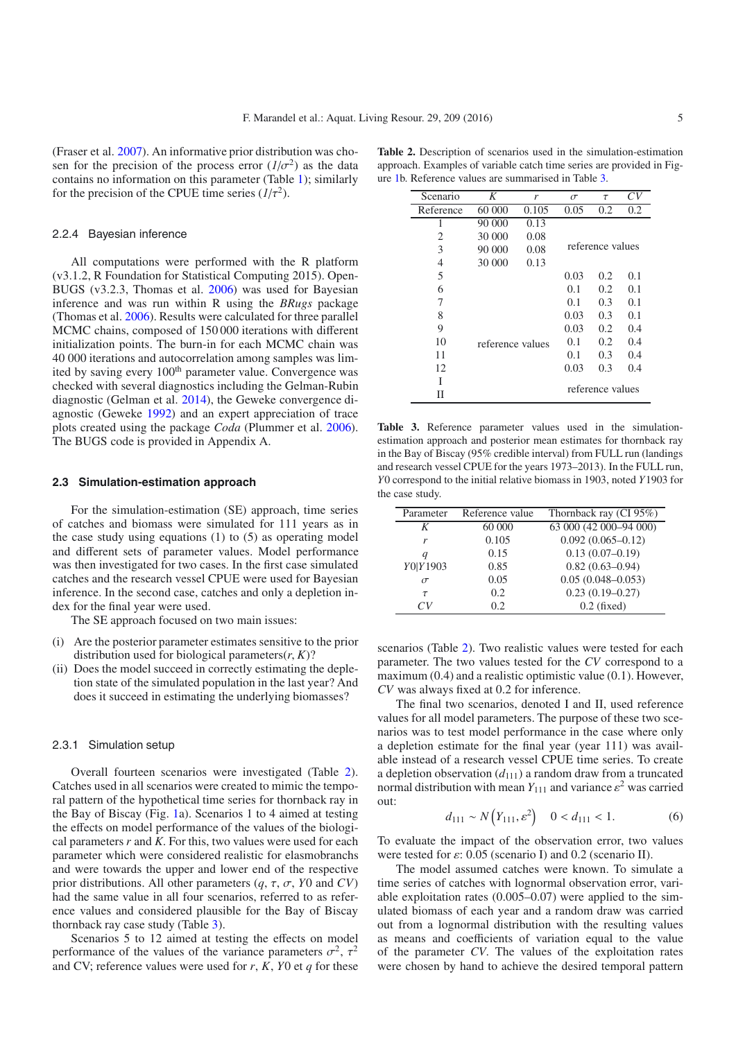(Fraser et al. 2007). An informative prior distribution was chosen for the precision of the process error ($1/\sigma^2$) as the data contains no information on this parameter (Table 1); similarly for the precision of the CPUE time series ($1/\tau^2$).

### 2.2.4 Bayesian inference

All computations were performed with the R platform (v3.1.2, R Foundation for Statistical Computing 2015). OpenBUGS (v3.2.3, Thomas et al. 2006) was used for Bayesian inference and was run within R using the *BRugs* package (Thomas et al. 2006). Results were calculated for three parallel MCMC chains, composed of 150 000 iterations with different initialization points. The burn-in for each MCMC chain was 40 000 iterations and autocorrelation among samples was limited by saving every 100th parameter value. Convergence was checked with several diagnostics including the Gelman-Rubin diagnostic (Gelman et al. 2014), the Geweke convergence diagnostic (Geweke 1992) and an expert appreciation of trace plots created using the package *Coda* (Plummer et al. 2006). The BUGS code is provided in Appendix A.

## 2.3 Simulation-estimation approach

For the simulation-estimation (SE) approach, time series of catches and biomass were simulated for 111 years as in the case study using equations (1) to (5) as operating model and different sets of parameter values. Model performance was then investigated for two cases. In the first case simulated catches and the research vessel CPUE were used for Bayesian inference. In the second case, catches and only a depletion index for the final year were used.

The SE approach focused on two main issues:

(i) Are the posterior parameter estimates sensitive to the prior distribution used for biological parameters($r$, $K$)?

(ii) Does the model succeed in correctly estimating the depletion state of the simulated population in the last year? And does it succeed in estimating the underlying biomasses?

### 2.3.1 Simulation setup

Overall fourteen scenarios were investigated (Table 2). Catches used in all scenarios were created to mimic the temporal pattern of the hypothetical time series for thornback ray in the Bay of Biscay (Fig. 1a). Scenarios 1 to 4 aimed at testing the effects on model performance of the values of the biological parameters $r$ and $K$. For this, two values were used for each parameter which were considered realistic for elasmobranchs and were towards the upper and lower end of the respective prior distributions. All other parameters ($q$, $\tau$, $\sigma$, $Y0$ and $CV$) had the same value in all four scenarios, referred to as reference values and considered plausible for the Bay of Biscay thornback ray case study (Table 3).

Scenarios 5 to 12 aimed at testing the effects on model performance of the values of the variance parameters $\sigma^2$, $\tau^2$ and CV; reference values were used for $r$, $K$, $Y0$ et $q$ for these scenarios (Table 2). Two realistic values were tested for each parameter. The two values tested for the $CV$ correspond to a maximum (0.4) and a realistic optimistic value (0.1). However, $CV$ was always fixed at 0.2 for inference.

**Table 2.** Description of scenarios used in the simulation-estimation approach. Examples of variable catch time series are provided in Figure 1b. Reference values are summarised in Table 3.

| Scenario | $K$ | $r$ | $\sigma$ | $\tau$ | $CV$ |
|---|---|---|---|---|---|
| Reference | 60 000 | 0.105 | 0.05 | 0.2 | 0.2 |
| 1 | 90 000 | 0.13 | reference values | | |
| 2 | 30 000 | 0.08 | | | |
| 3 | 90 000 | 0.08 | | | |
| 4 | 30 000 | 0.13 | | | |
| 5 | reference values | | 0.03 | 0.2 | 0.1 |
| 6 | | | 0.1 | 0.2 | 0.1 |
| 7 | | | 0.1 | 0.3 | 0.1 |
| 8 | | | 0.03 | 0.3 | 0.1 |
| 9 | | | 0.03 | 0.2 | 0.4 |
| 10 | | | 0.1 | 0.2 | 0.4 |
| 11 | | | 0.1 | 0.3 | 0.4 |
| 12 | | | 0.03 | 0.3 | 0.4 |
| I | | | reference values | | |
| II | | | | | |

**Table 3.** Reference parameter values used in the simulation-estimation approach and posterior mean estimates for thornback ray in the Bay of Biscay (95% credible interval) from FULL run (landings and research vessel CPUE for the years 1973–2013). In the FULL run, $Y0$ correspond to the initial relative biomass in 1903, noted $Y1903$ for the case study.

| Parameter | Reference value | Thornback ray (CI 95%) |
|---|---|---|
| $K$ | 60 000 | 63 000 (42 000–94 000) |
| $r$ | 0.105 | 0.092 (0.065–0.12) |
| $q$ | 0.15 | 0.13 (0.07–0.19) |
| $Y0 \| Y1903$ | 0.85 | 0.82 (0.63–0.94) |
| $\sigma$ | 0.05 | 0.05 (0.048–0.053) |
| $\tau$ | 0.2 | 0.23 (0.19–0.27) |
| $CV$ | 0.2 | 0.2 (fixed) |

The final two scenarios, denoted I and II, used reference values for all model parameters. The purpose of these two scenarios was to test model performance in the case where only a depletion estimate for the final year (year 111) was available instead of a research vessel CPUE time series. To create a depletion observation ($d_{111}$) a random draw from a truncated normal distribution with mean $Y_{111}$ and variance $\varepsilon^2$ was carried out:

$$d_{111} \sim N\left(Y_{111}, \varepsilon^2\right) \quad 0 < d_{111} < 1. \tag{6}$$

To evaluate the impact of the observation error, two values were tested for $\varepsilon$: 0.05 (scenario I) and 0.2 (scenario II).

The model assumed catches were known. To simulate a time series of catches with lognormal observation error, variable exploitation rates (0.005–0.07) were applied to the simulated biomass of each year and a random draw was carried out from a lognormal distribution with the resulting values as means and coefficients of variation equal to the value of the parameter $CV$. The values of the exploitation rates were chosen by hand to achieve the desired temporal pattern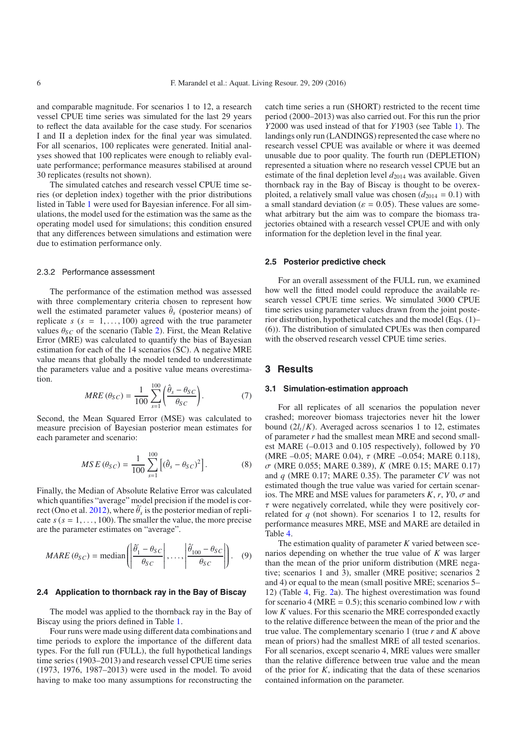and comparable magnitude. For scenarios 1 to 12, a research vessel CPUE time series was simulated for the last 29 years to reflect the data available for the case study. For scenarios I and II a depletion index for the final year was simulated. For all scenarios, 100 replicates were generated. Initial analyses showed that 100 replicates were enough to reliably evaluate performance; performance measures stabilised at around 30 replicates (results not shown).

The simulated catches and research vessel CPUE time series (or depletion index) together with the prior distributions listed in Table 1 were used for Bayesian inference. For all simulations, the model used for the estimation was the same as the operating model used for simulations; this condition ensured that any differences between simulations and estimation were due to estimation performance only.

#### 2.3.2 Performance assessment

The performance of the estimation method was assessed with three complementary criteria chosen to represent how well the estimated parameter values $\hat{\theta}_s$ (posterior means) of replicate $s$ ($s = 1, \ldots, 100$) agreed with the true parameter values $\theta_{SC}$ of the scenario (Table 2). First, the Mean Relative Error (MRE) was calculated to quantify the bias of Bayesian estimation for each of the 14 scenarios (SC). A negative MRE value means that globally the model tended to underestimate the parameters value and a positive value means overestimation.

$$MRE(\theta_{SC}) = \frac{1}{100} \sum_{s=1}^{100} \left( \frac{\hat{\theta}_s - \theta_{SC}}{\theta_{SC}} \right). \quad (7)$$

Second, the Mean Squared Error (MSE) was calculated to measure precision of Bayesian posterior mean estimates for each parameter and scenario:

$$MSE(\theta_{SC}) = \frac{1}{100} \sum_{s=1}^{100} \left[ (\hat{\theta}_s - \theta_{SC})^2 \right]. \quad (8)$$

Finally, the Median of Absolute Relative Error was calculated which quantifies "average" model precision if the model is correct (Ono et al. 2012), where $\hat{\theta}'_s$ is the posterior median of replicate $s$ ($s = 1, \ldots, 100$). The smaller the value, the more precise are the parameter estimates on "average".

$$MARE(\theta_{SC}) = \text{median}\left( \left| \frac{\hat{\theta}'_1 - \theta_{SC}}{\theta_{SC}} \right|, \ldots, \left| \frac{\hat{\theta}'_{100} - \theta_{SC}}{\theta_{SC}} \right| \right). \quad (9)$$

### 2.4 Application to thornback ray in the Bay of Biscay

The model was applied to the thornback ray in the Bay of Biscay using the priors defined in Table 1.

Four runs were made using different data combinations and time periods to explore the importance of the different data types. For the full run (FULL), the full hypothetical landings time series (1903–2013) and research vessel CPUE time series (1973, 1976, 1987–2013) were used in the model. To avoid having to make too many assumptions for reconstructing the catch time series a run (SHORT) restricted to the recent time period (2000–2013) was also carried out. For this run the prior $Y2000$ was used instead of that for $Y1903$ (see Table 1). The landings only run (LANDINGS) represented the case where no research vessel CPUE was available or where it was deemed unusable due to poor quality. The fourth run (DEPLETION) represented a situation where no research vessel CPUE but an estimate of the final depletion level $d_{2014}$ was available. Given thornback ray in the Bay of Biscay is thought to be overexploited, a relatively small value was chosen ($d_{2014} = 0.1$) with a small standard deviation ($\varepsilon = 0.05$). These values are somewhat arbitrary but the aim was to compare the biomass trajectories obtained with a research vessel CPUE and with only information for the depletion level in the final year.

### 2.5 Posterior predictive check

For an overall assessment of the FULL run, we examined how well the fitted model could reproduce the available research vessel CPUE time series. We simulated 3000 CPUE time series using parameter values drawn from the joint posterior distribution, hypothetical catches and the model (Eqs. (1)–(6)). The distribution of simulated CPUEs was then compared with the observed research vessel CPUE time series.

## 3 Results

### 3.1 Simulation-estimation approach

For all replicates of all scenarios the population never crashed; moreover biomass trajectories never hit the lower bound ($2l_t/K$). Averaged across scenarios 1 to 12, estimates of parameter $r$ had the smallest mean MRE and second smallest MARE (–0.013 and 0.105 respectively), followed by $Y0$ (MRE –0.05; MARE 0.04), $\tau$ (MRE –0.054; MARE 0.118), $\sigma$ (MRE 0.055; MARE 0.389), $K$ (MRE 0.15; MARE 0.17) and $q$ (MRE 0.17; MARE 0.35). The parameter $CV$ was not estimated though the true value was varied for certain scenarios. The MRE and MSE values for parameters $K$, $r$, $Y0$, $\sigma$ and $\tau$ were negatively correlated, while they were positively correlated for $q$ (not shown). For scenarios 1 to 12, results for performance measures MRE, MSE and MARE are detailed in Table 4.

The estimation quality of parameter $K$ varied between scenarios depending on whether the true value of $K$ was larger than the mean of the prior uniform distribution (MRE negative; scenarios 1 and 3), smaller (MRE positive; scenarios 2 and 4) or equal to the mean (small positive MRE; scenarios 5–12) (Table 4, Fig. 2a). The highest overestimation was found for scenario 4 (MRE = 0.5); this scenario combined low $r$ with low $K$ values. For this scenario the MRE corresponded exactly to the relative difference between the mean of the prior and the true value. The complementary scenario 1 (true $r$ and $K$ above mean of priors) had the smallest MRE of all tested scenarios. For all scenarios, except scenario 4, MRE values were smaller than the relative difference between true value and the mean of the prior for $K$, indicating that the data of these scenarios contained information on the parameter.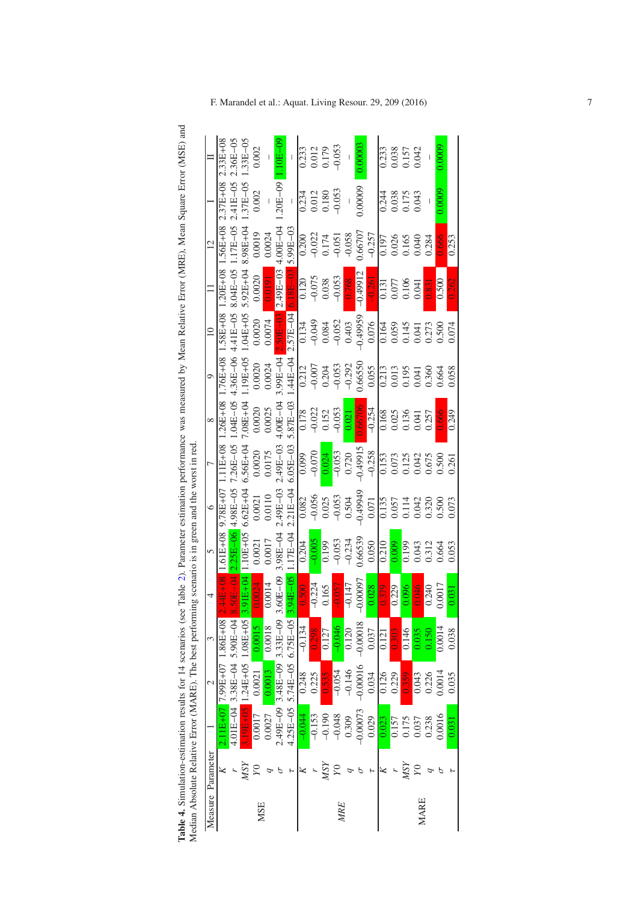**Table 4.** Simulation-estimation results for 14 scenarios (see Table 2). Parameter estimation performance was measured by Mean Relative Error (MRE), Mean Square Error (MSE) and Median Absolute Relative Error (MARE). The best performing scenario is in green and the worst in red.

| Measure | Parameter | 1 | 2 | 3 | 4 | 5 | 6 | 7 | 8 | 9 | 10 | 11 | 12 | I | II |
|---|---|---|---|---|---|---|---|---|---|---|---|---|---|---|---|
| MSE | $K$ | 2.11E+07 | 7.99E+07 | 1.86E+08 | 2.44E+08 | 1.61E+08 | 9.78E+07 | 1.11E+08 | 1.26E+08 | 1.76E+08 | 1.58E+08 | 1.20E+08 | 1.56E+08 | 2.37E+08 | 2.33E+08 |
| | $r$ | 4.01E−04 | 3.38E−04 | 5.90E−04 | 8.50E−04 | 2.25E−06 | 4.98E−05 | 7.26E−05 | 1.04E−05 | 4.36E−06 | 4.41E−05 | 8.04E−05 | 1.17E−05 | 2.41E−05 | 2.36E−05 |
| | $MSY$ | 3.19E+05 | 1.24E+05 | 1.08E+05 | 3.91E+04 | 1.10E+05 | 6.62E+04 | 6.56E+04 | 7.08E+04 | 1.19E+05 | 1.04E+05 | 5.92E+04 | 8.98E+04 | 1.37E−05 | 1.33E−05 |
| | $Y0$ | 0.0017 | 0.0021 | 0.0015 | 0.0024 | 0.0021 | 0.0021 | 0.0020 | 0.0020 | 0.0020 | 0.0020 | 0.0020 | 0.0019 | 0.002 | 0.002 |
| | $q$ | 0.0027 | 0.0013 | 0.0018 | 0.0014 | 0.0017 | 0.0110 | 0.0175 | 0.0025 | 0.0024 | 0.0074 | 0.0191 | 0.0024 | – | – |
| | $\sigma$ | 2.49E−09 | 3.48E−09 | 3.33E−09 | 3.60E−09 | 3.98E−04 | 2.49E−03 | 2.49E−03 | 4.00E−04 | 3.99E−04 | 2.50E−03 | 2.49E−03 | 4.00E−04 | 1.20E−09 | 1.10E−09 |
| | $\tau$ | 4.25E−05 | 5.74E−05 | 6.75E−05 | 3.94E−05 | 1.17E−04 | 2.21E−04 | 6.05E−03 | 5.87E−03 | 1.44E−04 | 2.57E−04 | 6.18E−03 | 5.99E−03 | – | – |
| *MRE* | $K$ | −0.044 | 0.248 | −0.134 | 0.500 | 0.204 | 0.082 | 0.099 | 0.178 | 0.212 | 0.134 | 0.120 | 0.200 | 0.234 | 0.233 |
| | $r$ | −0.153 | 0.225 | 0.298 | −0.224 | −0.005 | −0.056 | −0.070 | −0.022 | −0.007 | −0.049 | −0.075 | −0.022 | 0.012 | 0.012 |
| | $MSY$ | −0.190 | 0.535 | 0.127 | 0.165 | 0.199 | 0.025 | 0.024 | 0.152 | 0.204 | 0.084 | 0.038 | 0.174 | 0.180 | 0.179 |
| | $Y0$ | −0.048 | −0.054 | −0.046 | −0.057 | −0.053 | −0.053 | −0.053 | −0.053 | −0.053 | −0.052 | −0.053 | −0.051 | −0.053 | −0.053 |
| | $q$ | 0.309 | −0.146 | 0.120 | −0.147 | −0.234 | 0.504 | 0.720 | 0.021 | −0.292 | 0.403 | 0.768 | −0.058 | – | – |
| | $\sigma$ | −0.00073 | −0.00016 | −0.00018 | −0.00097 | 0.66539 | −0.49949 | −0.49915 | 0.66706 | 0.66550 | −0.49959 | −0.49912 | 0.66707 | 0.00009 | 0.00003 |
| | $\tau$ | 0.029 | 0.034 | 0.037 | 0.028 | 0.050 | 0.071 | −0.258 | −0.254 | 0.055 | 0.076 | −0.261 | −0.257 | | |
| MARE | $K$ | 0.023 | 0.126 | 0.121 | 0.379 | 0.210 | 0.135 | 0.153 | 0.168 | 0.213 | 0.164 | 0.131 | 0.197 | 0.244 | 0.233 |
| | $r$ | 0.157 | 0.229 | 0.303 | 0.229 | 0.009 | 0.057 | 0.073 | 0.025 | 0.013 | 0.059 | 0.077 | 0.026 | 0.038 | 0.038 |
| | $MSY$ | 0.175 | 0.359 | 0.146 | 0.096 | 0.199 | 0.114 | 0.125 | 0.136 | 0.195 | 0.145 | 0.106 | 0.165 | 0.175 | 0.157 |
| | $Y0$ | 0.037 | 0.043 | 0.035 | 0.046 | 0.043 | 0.042 | 0.042 | 0.041 | 0.041 | 0.041 | 0.041 | 0.040 | 0.043 | 0.042 |
| | $q$ | 0.238 | 0.226 | 0.150 | 0.240 | 0.312 | 0.320 | 0.675 | 0.257 | 0.360 | 0.273 | 0.831 | 0.284 | – | – |
| | $\sigma$ | 0.0016 | 0.0014 | 0.0014 | 0.0017 | 0.664 | 0.500 | 0.500 | 0.666 | 0.664 | 0.500 | 0.500 | 0.666 | 0.0009 | 0.0009 |
| | $\tau$ | 0.031 | 0.035 | 0.038 | 0.031 | 0.053 | 0.073 | 0.261 | 0.249 | 0.058 | 0.074 | 0.262 | 0.253 | | |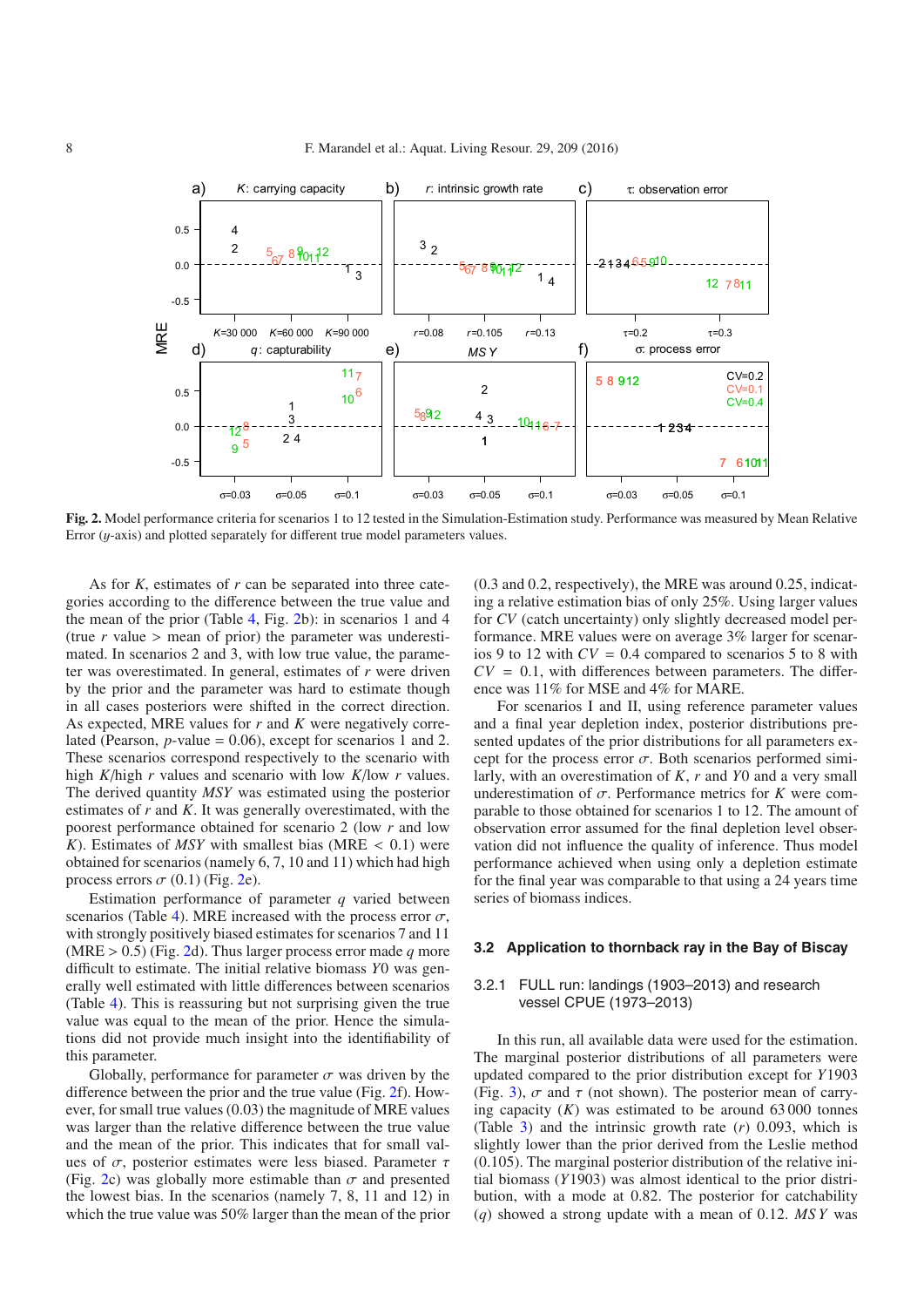**Fig. 2.** Model performance criteria for scenarios 1 to 12 tested in the Simulation-Estimation study. Performance was measured by Mean Relative Error ($y$-axis) and plotted separately for different true model parameters values.

As for $K$, estimates of $r$ can be separated into three categories according to the difference between the true value and the mean of the prior (Table 4, Fig. 2b): in scenarios 1 and 4 (true $r$ value > mean of prior) the parameter was underestimated. In scenarios 2 and 3, with low true value, the parameter was overestimated. In general, estimates of $r$ were driven by the prior and the parameter was hard to estimate though in all cases posteriors were shifted in the correct direction. As expected, MRE values for $r$ and $K$ were negatively correlated (Pearson, $p$-value = 0.06), except for scenarios 1 and 2. These scenarios correspond respectively to the scenario with high $K$/high $r$ values and scenario with low $K$/low $r$ values. The derived quantity *MSY* was estimated using the posterior estimates of $r$ and $K$. It was generally overestimated, with the poorest performance obtained for scenario 2 (low $r$ and low $K$). Estimates of *MSY* with smallest bias (MRE < 0.1) were obtained for scenarios (namely 6, 7, 10 and 11) which had high process errors $\sigma$ (0.1) (Fig. 2e).

Estimation performance of parameter $q$ varied between scenarios (Table 4). MRE increased with the process error $\sigma$, with strongly positively biased estimates for scenarios 7 and 11 (MRE > 0.5) (Fig. 2d). Thus larger process error made $q$ more difficult to estimate. The initial relative biomass $Y0$ was generally well estimated with little differences between scenarios (Table 4). This is reassuring but not surprising given the true value was equal to the mean of the prior. Hence the simulations did not provide much insight into the identifiability of this parameter.

Globally, performance for parameter $\sigma$ was driven by the difference between the prior and the true value (Fig. 2f). However, for small true values (0.03) the magnitude of MRE values was larger than the relative difference between the true value and the mean of the prior. This indicates that for small values of $\sigma$, posterior estimates were less biased. Parameter $\tau$ (Fig. 2c) was globally more estimable than $\sigma$ and presented the lowest bias. In the scenarios (namely 7, 8, 11 and 12) in which the true value was 50% larger than the mean of the prior (0.3 and 0.2, respectively), the MRE was around 0.25, indicating a relative estimation bias of only 25%. Using larger values for *CV* (catch uncertainty) only slightly decreased model performance. MRE values were on average 3% larger for scenarios 9 to 12 with $CV = 0.4$ compared to scenarios 5 to 8 with $CV = 0.1$, with differences between parameters. The difference was 11% for MSE and 4% for MARE.

For scenarios I and II, using reference parameter values and a final year depletion index, posterior distributions presented updates of the prior distributions for all parameters except for the process error $\sigma$. Both scenarios performed similarly, with an overestimation of $K$, $r$ and $Y0$ and a very small underestimation of $\sigma$. Performance metrics for $K$ were comparable to those obtained for scenarios 1 to 12. The amount of observation error assumed for the final depletion level observation did not influence the quality of inference. Thus model performance achieved when using only a depletion estimate for the final year was comparable to that using a 24 years time series of biomass indices.

### 3.2 Application to thornback ray in the Bay of Biscay

#### 3.2.1 FULL run: landings (1903–2013) and research vessel CPUE (1973–2013)

In this run, all available data were used for the estimation. The marginal posterior distributions of all parameters were updated compared to the prior distribution except for $Y1903$ (Fig. 3), $\sigma$ and $\tau$ (not shown). The posterior mean of carrying capacity ($K$) was estimated to be around 63 000 tonnes (Table 3) and the intrinsic growth rate ($r$) 0.093, which is slightly lower than the prior derived from the Leslie method (0.105). The marginal posterior distribution of the relative initial biomass ($Y1903$) was almost identical to the prior distribution, with a mode at 0.82. The posterior for catchability ($q$) showed a strong update with a mean of 0.12. *MSY* was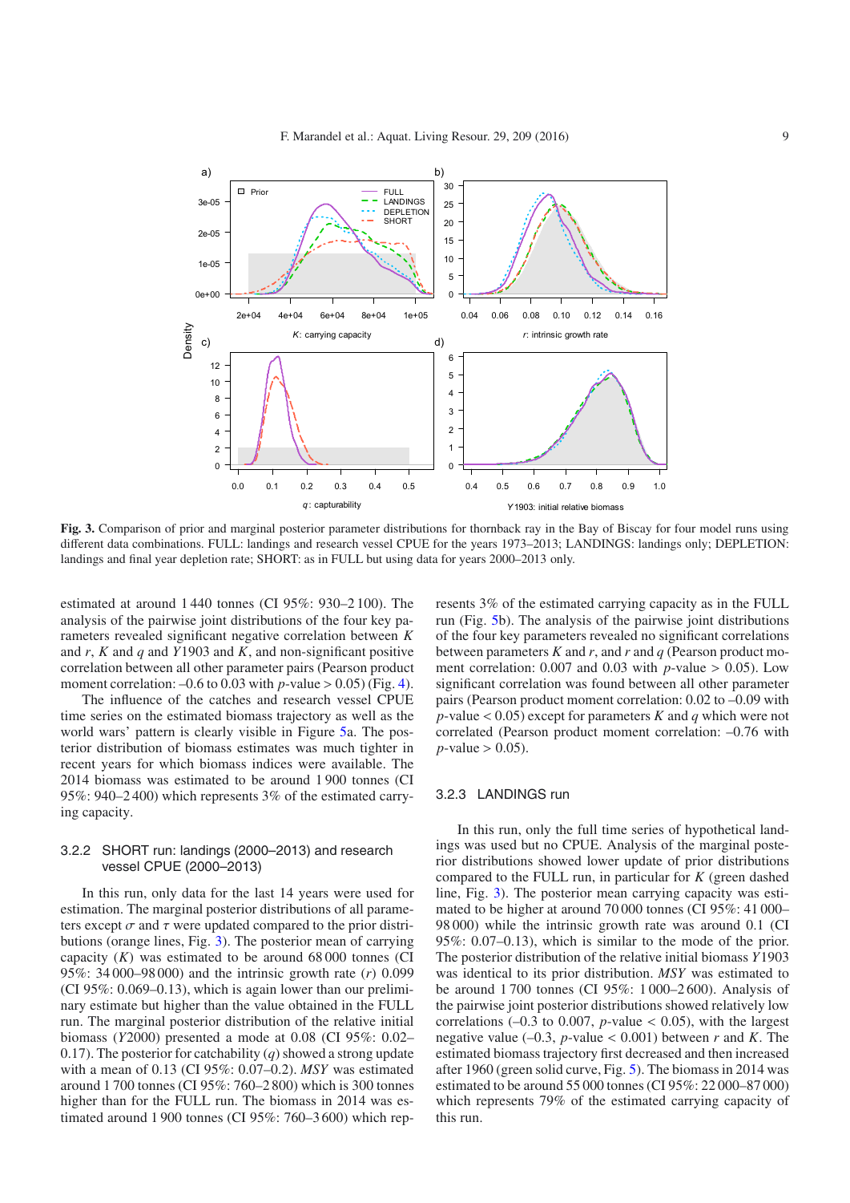**Fig. 3.** Comparison of prior and marginal posterior parameter distributions for thornback ray in the Bay of Biscay for four model runs using different data combinations. FULL: landings and research vessel CPUE for the years 1973–2013; LANDINGS: landings only; DEPLETION: landings and final year depletion rate; SHORT: as in FULL but using data for years 2000–2013 only.

estimated at around 1 440 tonnes (CI 95%: 930–2 100). The analysis of the pairwise joint distributions of the four key parameters revealed significant negative correlation between $K$ and $r$, $K$ and $q$ and $Y1903$ and $K$, and non-significant positive correlation between all other parameter pairs (Pearson product moment correlation: –0.6 to 0.03 with $p$-value $> 0.05$) (Fig. 4).

The influence of the catches and research vessel CPUE time series on the estimated biomass trajectory as well as the world wars' pattern is clearly visible in Figure 5a. The posterior distribution of biomass estimates was much tighter in recent years for which biomass indices were available. The 2014 biomass was estimated to be around 1 900 tonnes (CI 95%: 940–2 400) which represents 3% of the estimated carrying capacity.

### 3.2.2 SHORT run: landings (2000–2013) and research vessel CPUE (2000–2013)

In this run, only data for the last 14 years were used for estimation. The marginal posterior distributions of all parameters except $\sigma$ and $\tau$ were updated compared to the prior distributions (orange lines, Fig. 3). The posterior mean of carrying capacity ($K$) was estimated to be around 68 000 tonnes (CI 95%: 34 000–98 000) and the intrinsic growth rate ($r$) 0.099 (CI 95%: 0.069–0.13), which is again lower than our preliminary estimate but higher than the value obtained in the FULL run. The marginal posterior distribution of the relative initial biomass ($Y2000$) presented a mode at 0.08 (CI 95%: 0.02–0.17). The posterior for catchability ($q$) showed a strong update with a mean of 0.13 (CI 95%: 0.07–0.2). *MSY* was estimated around 1 700 tonnes (CI 95%: 760–2 800) which is 300 tonnes higher than for the FULL run. The biomass in 2014 was estimated around 1 900 tonnes (CI 95%: 760–3 600) which represents 3% of the estimated carrying capacity as in the FULL run (Fig. 5b). The analysis of the pairwise joint distributions of the four key parameters revealed no significant correlations between parameters $K$ and $r$, and $r$ and $q$ (Pearson product moment correlation: 0.007 and 0.03 with $p$-value $> 0.05$). Low significant correlation was found between all other parameter pairs (Pearson product moment correlation: 0.02 to –0.09 with $p$-value $< 0.05$) except for parameters $K$ and $q$ which were not correlated (Pearson product moment correlation: –0.76 with $p$-value $> 0.05$).

### 3.2.3 LANDINGS run

In this run, only the full time series of hypothetical landings was used but no CPUE. Analysis of the marginal posterior distributions showed lower update of prior distributions compared to the FULL run, in particular for $K$ (green dashed line, Fig. 3). The posterior mean carrying capacity was estimated to be higher at around 70 000 tonnes (CI 95%: 41 000–98 000) while the intrinsic growth rate was around 0.1 (CI 95%: 0.07–0.13), which is similar to the mode of the prior. The posterior distribution of the relative initial biomass $Y1903$ was identical to its prior distribution. *MSY* was estimated to be around 1 700 tonnes (CI 95%: 1 000–2 600). Analysis of the pairwise joint posterior distributions showed relatively low correlations (–0.3 to 0.007, $p$-value $< 0.05$), with the largest negative value (–0.3, $p$-value $< 0.001$) between $r$ and $K$. The estimated biomass trajectory first decreased and then increased after 1960 (green solid curve, Fig. 5). The biomass in 2014 was estimated to be around 55 000 tonnes (CI 95%: 22 000–87 000) which represents 79% of the estimated carrying capacity of this run.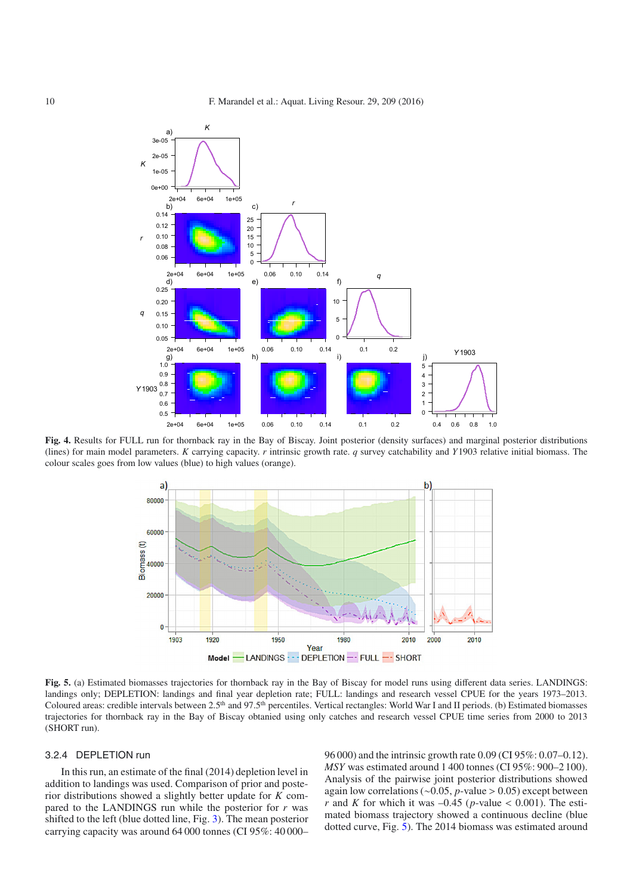**Fig. 4.** Results for FULL run for thornback ray in the Bay of Biscay. Joint posterior (density surfaces) and marginal posterior distributions (lines) for main model parameters. $K$ carrying capacity. $r$ intrinsic growth rate. $q$ survey catchability and $Y1903$ relative initial biomass. The colour scales goes from low values (blue) to high values (orange).

**Fig. 5.** (a) Estimated biomasses trajectories for thornback ray in the Bay of Biscay for model runs using different data series. LANDINGS: landings only; DEPLETION: landings and final year depletion rate; FULL: landings and research vessel CPUE for the years 1973–2013. Coloured areas: credible intervals between 2.5th and 97.5th percentiles. Vertical rectangles: World War I and II periods. (b) Estimated biomasses trajectories for thornback ray in the Bay of Biscay obtanied using only catches and research vessel CPUE time series from 2000 to 2013 (SHORT run).

### 3.2.4 DEPLETION run

In this run, an estimate of the final (2014) depletion level in addition to landings was used. Comparison of prior and posterior distributions showed a slightly better update for $K$ compared to the LANDINGS run while the posterior for $r$ was shifted to the left (blue dotted line, Fig. 3). The mean posterior carrying capacity was around 64 000 tonnes (CI 95%: 40 000–96 000) and the intrinsic growth rate 0.09 (CI 95%: 0.07–0.12). *MSY* was estimated around 1 400 tonnes (CI 95%: 900–2 100). Analysis of the pairwise joint posterior distributions showed again low correlations (~0.05, $p$-value > 0.05) except between $r$ and $K$ for which it was –0.45 ($p$-value < 0.001). The estimated biomass trajectory showed a continuous decline (blue dotted curve, Fig. 5). The 2014 biomass was estimated around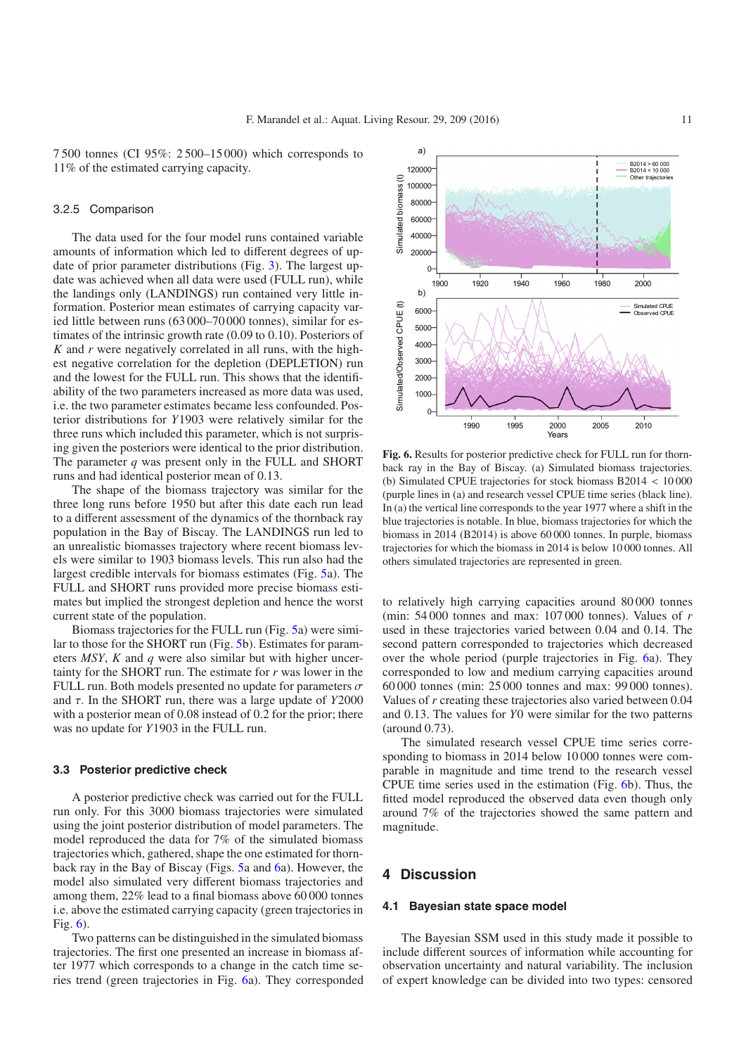7 500 tonnes (CI 95%: 2 500–15 000) which corresponds to 11% of the estimated carrying capacity.

#### 3.2.5 Comparison

The data used for the four model runs contained variable amounts of information which led to different degrees of update of prior parameter distributions (Fig. 3). The largest update was achieved when all data were used (FULL run), while the landings only (LANDINGS) run contained very little information. Posterior mean estimates of carrying capacity varied little between runs (63 000–70 000 tonnes), similar for estimates of the intrinsic growth rate (0.09 to 0.10). Posteriors of $K$ and $r$ were negatively correlated in all runs, with the highest negative correlation for the depletion (DEPLETION) run and the lowest for the FULL run. This shows that the identifiability of the two parameters increased as more data was used, i.e. the two parameter estimates became less confounded. Posterior distributions for $Y1903$ were relatively similar for the three runs which included this parameter, which is not surprising given the posteriors were identical to the prior distribution. The parameter $q$ was present only in the FULL and SHORT runs and had identical posterior mean of 0.13.

The shape of the biomass trajectory was similar for the three long runs before 1950 but after this date each run lead to a different assessment of the dynamics of the thornback ray population in the Bay of Biscay. The LANDINGS run led to an unrealistic biomasses trajectory where recent biomass levels were similar to 1903 biomass levels. This run also had the largest credible intervals for biomass estimates (Fig. 5a). The FULL and SHORT runs provided more precise biomass estimates but implied the strongest depletion and hence the worst current state of the population.

Biomass trajectories for the FULL run (Fig. 5a) were similar to those for the SHORT run (Fig. 5b). Estimates for parameters $MSY$, $K$ and $q$ were also similar but with higher uncertainty for the SHORT run. The estimate for $r$ was lower in the FULL run. Both models presented no update for parameters $\sigma$ and $\tau$. In the SHORT run, there was a large update of $Y2000$ with a posterior mean of 0.08 instead of 0.2 for the prior; there was no update for $Y1903$ in the FULL run.

### 3.3 Posterior predictive check

A posterior predictive check was carried out for the FULL run only. For this 3000 biomass trajectories were simulated using the joint posterior distribution of model parameters. The model reproduced the data for 7% of the simulated biomass trajectories which, gathered, shape the one estimated for thornback ray in the Bay of Biscay (Figs. 5a and 6a). However, the model also simulated very different biomass trajectories and among them, 22% lead to a final biomass above 60 000 tonnes i.e. above the estimated carrying capacity (green trajectories in Fig. 6).

Two patterns can be distinguished in the simulated biomass trajectories. The first one presented an increase in biomass after 1977 which corresponds to a change in the catch time series trend (green trajectories in Fig. 6a). They corresponded to relatively high carrying capacities around 80 000 tonnes (min: 54 000 tonnes and max: 107 000 tonnes). Values of $r$ used in these trajectories varied between 0.04 and 0.14. The second pattern corresponded to trajectories which decreased over the whole period (purple trajectories in Fig. 6a). They corresponded to low and medium carrying capacities around 60 000 tonnes (min: 25 000 tonnes and max: 99 000 tonnes). Values of $r$ creating these trajectories also varied between 0.04 and 0.13. The values for $Y0$ were similar for the two patterns (around 0.73).

The simulated research vessel CPUE time series corresponding to biomass in 2014 below 10 000 tonnes were comparable in magnitude and time trend to the research vessel CPUE time series used in the estimation (Fig. 6b). Thus, the fitted model reproduced the observed data even though only around 7% of the trajectories showed the same pattern and magnitude.

**Fig. 6.** Results for posterior predictive check for FULL run for thornback ray in the Bay of Biscay. (a) Simulated biomass trajectories. (b) Simulated CPUE trajectories for stock biomass B2014 < 10 000 (purple lines in (a) and research vessel CPUE time series (black line). In (a) the vertical line corresponds to the year 1977 where a shift in the blue trajectories is notable. In blue, biomass trajectories for which the biomass in 2014 (B2014) is above 60 000 tonnes. In purple, biomass trajectories for which the biomass in 2014 is below 10 000 tonnes. All others simulated trajectories are represented in green.

## 4 Discussion

### 4.1 Bayesian state space model

The Bayesian SSM used in this study made it possible to include different sources of information while accounting for observation uncertainty and natural variability. The inclusion of expert knowledge can be divided into two types: censored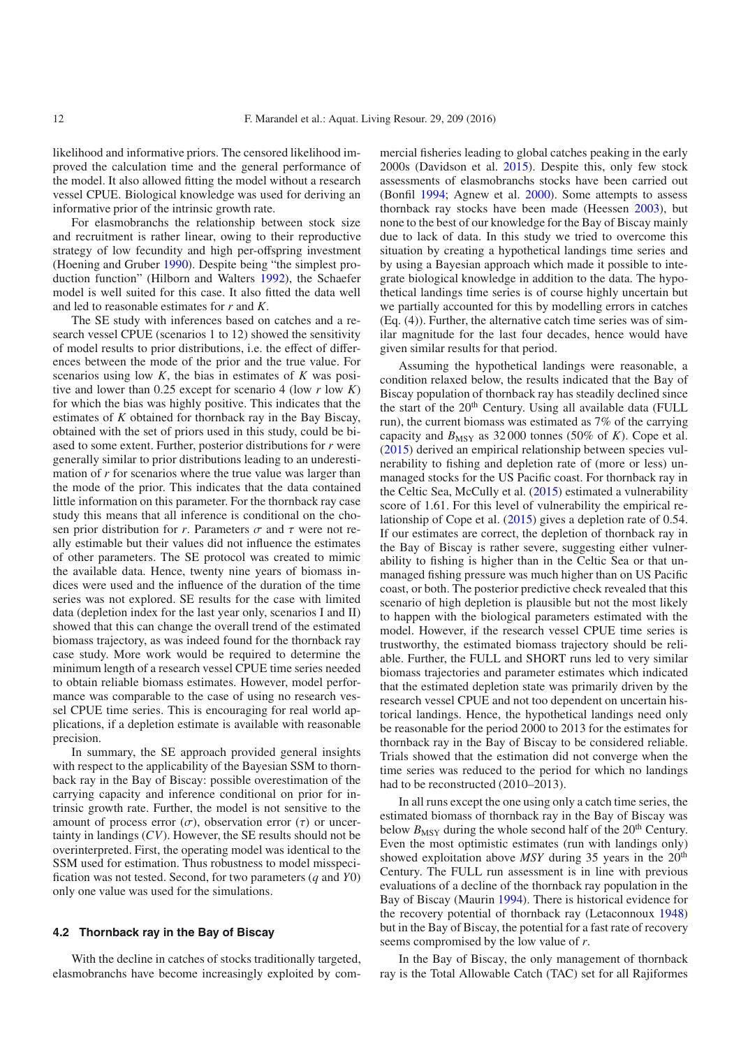likelihood and informative priors. The censored likelihood improved the calculation time and the general performance of the model. It also allowed fitting the model without a research vessel CPUE. Biological knowledge was used for deriving an informative prior of the intrinsic growth rate.

For elasmobranchs the relationship between stock size and recruitment is rather linear, owing to their reproductive strategy of low fecundity and high per-offspring investment (Hoening and Gruber 1990). Despite being "the simplest production function" (Hilborn and Walters 1992), the Schaefer model is well suited for this case. It also fitted the data well and led to reasonable estimates for $r$ and $K$.

The SE study with inferences based on catches and a research vessel CPUE (scenarios 1 to 12) showed the sensitivity of model results to prior distributions, i.e. the effect of differences between the mode of the prior and the true value. For scenarios using low $K$, the bias in estimates of $K$ was positive and lower than 0.25 except for scenario 4 (low $r$ low $K$) for which the bias was highly positive. This indicates that the estimates of $K$ obtained for thornback ray in the Bay Biscay, obtained with the set of priors used in this study, could be biased to some extent. Further, posterior distributions for $r$ were generally similar to prior distributions leading to an underestimation of $r$ for scenarios where the true value was larger than the mode of the prior. This indicates that the data contained little information on this parameter. For the thornback ray case study this means that all inference is conditional on the chosen prior distribution for $r$. Parameters $\sigma$ and $\tau$ were not really estimable but their values did not influence the estimates of other parameters. The SE protocol was created to mimic the available data. Hence, twenty nine years of biomass indices were used and the influence of the duration of the time series was not explored. SE results for the case with limited data (depletion index for the last year only, scenarios I and II) showed that this can change the overall trend of the estimated biomass trajectory, as was indeed found for the thornback ray case study. More work would be required to determine the minimum length of a research vessel CPUE time series needed to obtain reliable biomass estimates. However, model performance was comparable to the case of using no research vessel CPUE time series. This is encouraging for real world applications, if a depletion estimate is available with reasonable precision.

In summary, the SE approach provided general insights with respect to the applicability of the Bayesian SSM to thornback ray in the Bay of Biscay: possible overestimation of the carrying capacity and inference conditional on prior for intrinsic growth rate. Further, the model is not sensitive to the amount of process error ($\sigma$), observation error ($\tau$) or uncertainty in landings ($CV$). However, the SE results should not be overinterpreted. First, the operating model was identical to the SSM used for estimation. Thus robustness to model misspecification was not tested. Second, for two parameters ($q$ and $Y0$) only one value was used for the simulations.

### 4.2 Thornback ray in the Bay of Biscay

With the decline in catches of stocks traditionally targeted, elasmobranchs have become increasingly exploited by commercial fisheries leading to global catches peaking in the early 2000s (Davidson et al. 2015). Despite this, only few stock assessments of elasmobranchs stocks have been carried out (Bonfil 1994; Agnew et al. 2000). Some attempts to assess thornback ray stocks have been made (Heessen 2003), but none to the best of our knowledge for the Bay of Biscay mainly due to lack of data. In this study we tried to overcome this situation by creating a hypothetical landings time series and by using a Bayesian approach which made it possible to integrate biological knowledge in addition to the data. The hypothetical landings time series is of course highly uncertain but we partially accounted for this by modelling errors in catches (Eq. (4)). Further, the alternative catch time series was of similar magnitude for the last four decades, hence would have given similar results for that period.

Assuming the hypothetical landings were reasonable, a condition relaxed below, the results indicated that the Bay of Biscay population of thornback ray has steadily declined since the start of the 20th Century. Using all available data (FULL run), the current biomass was estimated as 7% of the carrying capacity and $B_{\mathrm{MSY}}$ as 32 000 tonnes (50% of $K$). Cope et al. (2015) derived an empirical relationship between species vulnerability to fishing and depletion rate of (more or less) unmanaged stocks for the US Pacific coast. For thornback ray in the Celtic Sea, McCully et al. (2015) estimated a vulnerability score of 1.61. For this level of vulnerability the empirical relationship of Cope et al. (2015) gives a depletion rate of 0.54. If our estimates are correct, the depletion of thornback ray in the Bay of Biscay is rather severe, suggesting either vulnerability to fishing is higher than in the Celtic Sea or that unmanaged fishing pressure was much higher than on US Pacific coast, or both. The posterior predictive check revealed that this scenario of high depletion is plausible but not the most likely to happen with the biological parameters estimated with the model. However, if the research vessel CPUE time series is trustworthy, the estimated biomass trajectory should be reliable. Further, the FULL and SHORT runs led to very similar biomass trajectories and parameter estimates which indicated that the estimated depletion state was primarily driven by the research vessel CPUE and not too dependent on uncertain historical landings. Hence, the hypothetical landings need only be reasonable for the period 2000 to 2013 for the estimates for thornback ray in the Bay of Biscay to be considered reliable. Trials showed that the estimation did not converge when the time series was reduced to the period for which no landings had to be reconstructed (2010–2013).

In all runs except the one using only a catch time series, the estimated biomass of thornback ray in the Bay of Biscay was below $B_{\mathrm{MSY}}$ during the whole second half of the 20th Century. Even the most optimistic estimates (run with landings only) showed exploitation above *MSY* during 35 years in the 20th Century. The FULL run assessment is in line with previous evaluations of a decline of the thornback ray population in the Bay of Biscay (Maurin 1994). There is historical evidence for the recovery potential of thornback ray (Letaconnoux 1948) but in the Bay of Biscay, the potential for a fast rate of recovery seems compromised by the low value of $r$.

In the Bay of Biscay, the only management of thornback ray is the Total Allowable Catch (TAC) set for all Rajiformes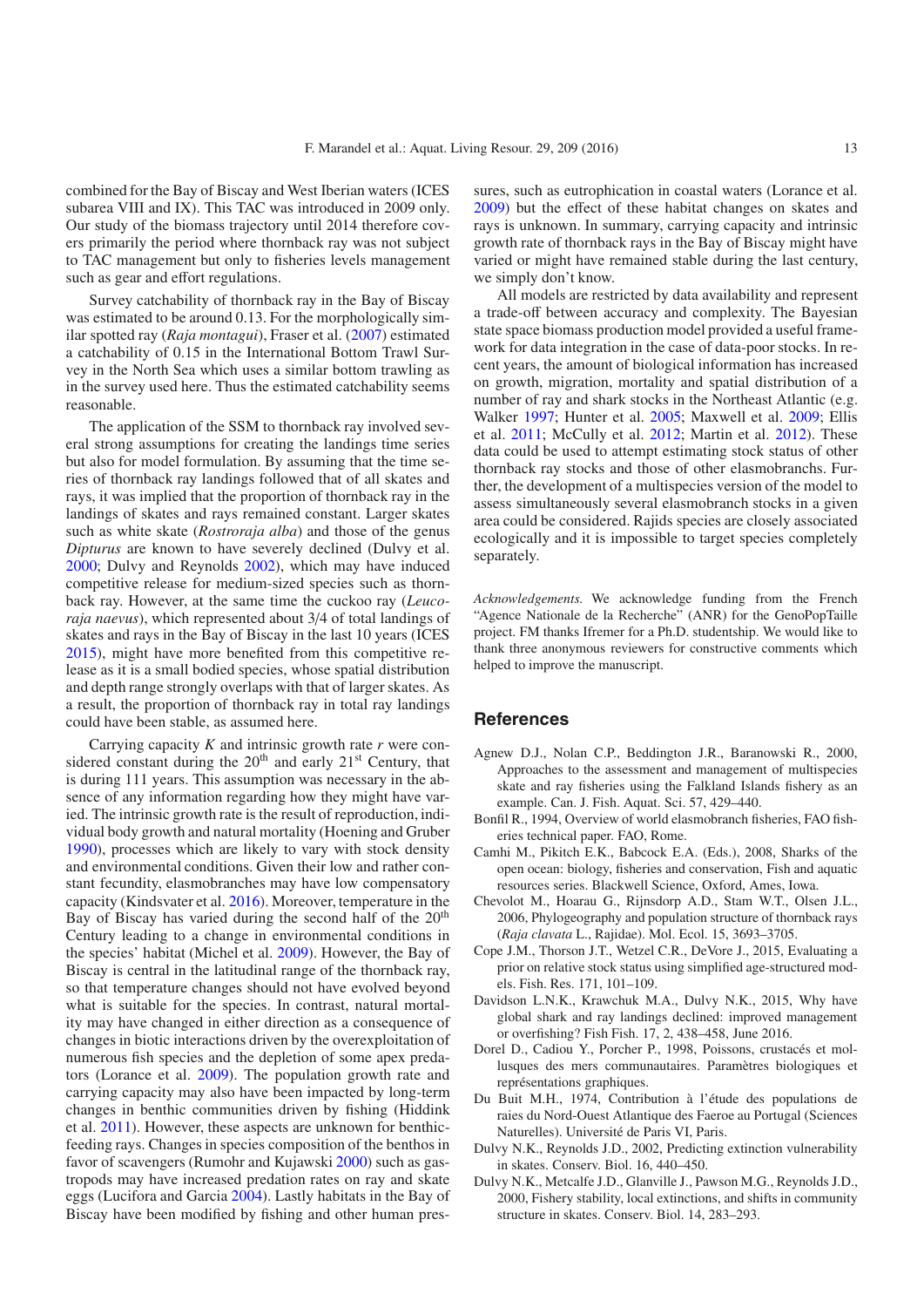combined for the Bay of Biscay and West Iberian waters (ICES subarea VIII and IX). This TAC was introduced in 2009 only. Our study of the biomass trajectory until 2014 therefore covers primarily the period where thornback ray was not subject to TAC management but only to fisheries levels management such as gear and effort regulations.

Survey catchability of thornback ray in the Bay of Biscay was estimated to be around 0.13. For the morphologically similar spotted ray (*Raja montagui*), Fraser et al. (2007) estimated a catchability of 0.15 in the International Bottom Trawl Survey in the North Sea which uses a similar bottom trawling as in the survey used here. Thus the estimated catchability seems reasonable.

The application of the SSM to thornback ray involved several strong assumptions for creating the landings time series but also for model formulation. By assuming that the time series of thornback ray landings followed that of all skates and rays, it was implied that the proportion of thornback ray in the landings of skates and rays remained constant. Larger skates such as white skate (*Rostroraja alba*) and those of the genus *Dipturus* are known to have severely declined (Dulvy et al. 2000; Dulvy and Reynolds 2002), which may have induced competitive release for medium-sized species such as thornback ray. However, at the same time the cuckoo ray (*Leucoraja naevus*), which represented about 3/4 of total landings of skates and rays in the Bay of Biscay in the last 10 years (ICES 2015), might have more benefited from this competitive release as it is a small bodied species, whose spatial distribution and depth range strongly overlaps with that of larger skates. As a result, the proportion of thornback ray in total ray landings could have been stable, as assumed here.

Carrying capacity $K$ and intrinsic growth rate $r$ were considered constant during the 20th and early 21st Century, that is during 111 years. This assumption was necessary in the absence of any information regarding how they might have varied. The intrinsic growth rate is the result of reproduction, individual body growth and natural mortality (Hoening and Gruber 1990), processes which are likely to vary with stock density and environmental conditions. Given their low and rather constant fecundity, elasmobranches may have low compensatory capacity (Kindsvater et al. 2016). Moreover, temperature in the Bay of Biscay has varied during the second half of the 20th Century leading to a change in environmental conditions in the species' habitat (Michel et al. 2009). However, the Bay of Biscay is central in the latitudinal range of the thornback ray, so that temperature changes should not have evolved beyond what is suitable for the species. In contrast, natural mortality may have changed in either direction as a consequence of changes in biotic interactions driven by the overexploitation of numerous fish species and the depletion of some apex predators (Lorance et al. 2009). The population growth rate and carrying capacity may also have been impacted by long-term changes in benthic communities driven by fishing (Hiddink et al. 2011). However, these aspects are unknown for benthic-feeding rays. Changes in species composition of the benthos in favor of scavengers (Rumohr and Kujawski 2000) such as gastropods may have increased predation rates on ray and skate eggs (Lucifora and Garcia 2004). Lastly habitats in the Bay of Biscay have been modified by fishing and other human pressures, such as eutrophication in coastal waters (Lorance et al. 2009) but the effect of these habitat changes on skates and rays is unknown. In summary, carrying capacity and intrinsic growth rate of thornback rays in the Bay of Biscay might have varied or might have remained stable during the last century, we simply don't know.

All models are restricted by data availability and represent a trade-off between accuracy and complexity. The Bayesian state space biomass production model provided a useful framework for data integration in the case of data-poor stocks. In recent years, the amount of biological information has increased on growth, migration, mortality and spatial distribution of a number of ray and shark stocks in the Northeast Atlantic (e.g. Walker 1997; Hunter et al. 2005; Maxwell et al. 2009; Ellis et al. 2011; McCully et al. 2012; Martin et al. 2012). These data could be used to attempt estimating stock status of other thornback ray stocks and those of other elasmobranchs. Further, the development of a multispecies version of the model to assess simultaneously several elasmobranch stocks in a given area could be considered. Rajids species are closely associated ecologically and it is impossible to target species completely separately.

*Acknowledgements.* We acknowledge funding from the French "Agence Nationale de la Recherche" (ANR) for the GenoPopTaille project. FM thanks Ifremer for a Ph.D. studentship. We would like to thank three anonymous reviewers for constructive comments which helped to improve the manuscript.

## References

Agnew D.J., Nolan C.P., Beddington J.R., Baranowski R., 2000, Approaches to the assessment and management of multispecies skate and ray fisheries using the Falkland Islands fishery as an example. Can. J. Fish. Aquat. Sci. 57, 429–440.

Bonfil R., 1994, Overview of world elasmobranch fisheries, FAO fisheries technical paper. FAO, Rome.

Camhi M., Pikitch E.K., Babcock E.A. (Eds.), 2008, Sharks of the open ocean: biology, fisheries and conservation, Fish and aquatic resources series. Blackwell Science, Oxford, Ames, Iowa.

Chevolot M., Hoarau G., Rijnsdorp A.D., Stam W.T., Olsen J.L., 2006, Phylogeography and population structure of thornback rays (*Raja clavata* L., Rajidae). Mol. Ecol. 15, 3693–3705.

Cope J.M., Thorson J.T., Wetzel C.R., DeVore J., 2015, Evaluating a prior on relative stock status using simplified age-structured models. Fish. Res. 171, 101–109.

Davidson L.N.K., Krawchuk M.A., Dulvy N.K., 2015, Why have global shark and ray landings declined: improved management or overfishing? Fish Fish. 17, 2, 438–458, June 2016.

Dorel D., Cadiou Y., Porcher P., 1998, Poissons, crustacés et mollusques des mers communautaires. Paramètres biologiques et représentations graphiques.

Du Buit M.H., 1974, Contribution à l'étude des populations de raies du Nord-Ouest Atlantique des Faeroe au Portugal (Sciences Naturelles). Université de Paris VI, Paris.

Dulvy N.K., Reynolds J.D., 2002, Predicting extinction vulnerability in skates. Conserv. Biol. 16, 440–450.

Dulvy N.K., Metcalfe J.D., Glanville J., Pawson M.G., Reynolds J.D., 2000, Fishery stability, local extinctions, and shifts in community structure in skates. Conserv. Biol. 14, 283–293.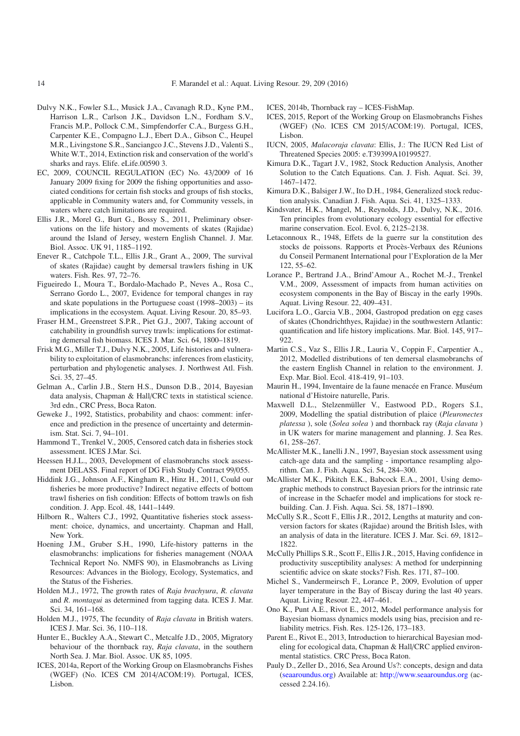Dulvy N.K., Fowler S.L., Musick J.A., Cavanagh R.D., Kyne P.M., Harrison L.R., Carlson J.K., Davidson L.N., Fordham S.V., Francis M.P., Pollock C.M., Simpfendorfer C.A., Burgess G.H., Carpenter K.E., Compagno L.J., Ebert D.A., Gibson C., Heupel M.R., Livingstone S.R., Sanciangco J.C., Stevens J.D., Valenti S., White W.T., 2014, Extinction risk and conservation of the world's sharks and rays. Elife. eLife.00590 3.

EC, 2009, COUNCIL REGULATION (EC) No. 43/2009 of 16 January 2009 fixing for 2009 the fishing opportunities and associated conditions for certain fish stocks and groups of fish stocks, applicable in Community waters and, for Community vessels, in waters where catch limitations are required.

Ellis J.R., Morel G., Burt G., Bossy S., 2011, Preliminary observations on the life history and movements of skates (Rajidae) around the Island of Jersey, western English Channel. J. Mar. Biol. Assoc. UK 91, 1185–1192.

Enever R., Catchpole T.L., Ellis J.R., Grant A., 2009, The survival of skates (Rajidae) caught by demersal trawlers fishing in UK waters. Fish. Res. 97, 72–76.

Figueiredo I., Moura T., Bordalo-Machado P., Neves A., Rosa C., Serrano Gordo L., 2007, Evidence for temporal changes in ray and skate populations in the Portuguese coast (1998–2003) – its implications in the ecosystem. Aquat. Living Resour. 20, 85–93.

Fraser H.M., Greenstreet S.P.R., Piet G.J., 2007, Taking account of catchability in groundfish survey trawls: implications for estimating demersal fish biomass. ICES J. Mar. Sci. 64, 1800–1819.

Frisk M.G., Miller T.J., Dulvy N.K., 2005, Life histories and vulnerability to exploitation of elasmobranchs: inferences from elasticity, perturbation and phylogenetic analyses. J. Northwest Atl. Fish. Sci. 35, 27–45.

Gelman A., Carlin J.B., Stern H.S., Dunson D.B., 2014, Bayesian data analysis, Chapman & Hall/CRC texts in statistical science. 3rd edn., CRC Press, Boca Raton.

Geweke J., 1992, Statistics, probability and chaos: comment: inference and prediction in the presence of uncertainty and determinism. Stat. Sci. 7, 94–101.

Hammond T., Trenkel V., 2005, Censored catch data in fisheries stock assessment. ICES J.Mar. Sci.

Heessen H.J.L., 2003, Development of elasmobranchs stock assessment DELASS. Final report of DG Fish Study Contract 99/055.

Hiddink J.G., Johnson A.F., Kingham R., Hinz H., 2011, Could our fisheries be more productive? Indirect negative effects of bottom trawl fisheries on fish condition: Effects of bottom trawls on fish condition. J. App. Ecol. 48, 1441–1449.

Hilborn R., Walters C.J., 1992, Quantitative fisheries stock assessment: choice, dynamics, and uncertainty. Chapman and Hall, New York.

Hoening J.M., Gruber S.H., 1990, Life-history patterns in the elasmobranchs: implications for fisheries management (NOAA Technical Report No. NMFS 90), in Elasmobranchs as Living Resources: Advances in the Biology, Ecology, Systematics, and the Status of the Fisheries.

Holden M.J., 1972, The growth rates of *Raja brachyura*, *R. clavata* and *R. montagui* as determined from tagging data. ICES J. Mar. Sci. 34, 161–168.

Holden M.J., 1975, The fecundity of *Raja clavata* in British waters. ICES J. Mar. Sci. 36, 110–118.

Hunter E., Buckley A.A., Stewart C., Metcalfe J.D., 2005, Migratory behaviour of the thornback ray, *Raja clavata*, in the southern North Sea. J. Mar. Biol. Assoc. UK 85, 1095.

ICES, 2014a, Report of the Working Group on Elasmobranchs Fishes (WGEF) (No. ICES CM 2014/ACOM:19). Portugal, ICES, Lisbon.

ICES, 2014b, Thornback ray – ICES-FishMap.

ICES, 2015, Report of the Working Group on Elasmobranchs Fishes (WGEF) (No. ICES CM 2015/ACOM:19). Portugal, ICES, Lisbon.

IUCN, 2005, *Malacoraja clavata*: Ellis, J.: The IUCN Red List of Threatened Species 2005: e.T39399A10199527.

Kimura D.K., Tagart J.V., 1982, Stock Reduction Analysis, Another Solution to the Catch Equations. Can. J. Fish. Aquat. Sci. 39, 1467–1472.

Kimura D.K., Balsiger J.W., Ito D.H., 1984, Generalized stock reduction analysis. Canadian J. Fish. Aqua. Sci. 41, 1325–1333.

Kindsvater, H.K., Mangel, M., Reynolds, J.D., Dulvy, N.K., 2016. Ten principles from evolutionary ecology essential for effective marine conservation. Ecol. Evol. 6, 2125–2138.

Letaconnoux R., 1948, Effets de la guerre sur la constitution des stocks de poissons. Rapports et Procès-Verbaux des Réunions du Conseil Permanent International pour l'Exploration de la Mer 122, 55–62.

Lorance P., Bertrand J.A., Brind'Amour A., Rochet M.-J., Trenkel V.M., 2009, Assessment of impacts from human activities on ecosystem components in the Bay of Biscay in the early 1990s. Aquat. Living Resour. 22, 409–431.

Lucifora L.O., Garcia V.B., 2004, Gastropod predation on egg cases of skates (Chondrichthyes, Rajidae) in the southwestern Atlantic: quantification and life history implications. Mar. Biol. 145, 917–922.

Martin C.S., Vaz S., Ellis J.R., Lauria V., Coppin F., Carpentier A., 2012, Modelled distributions of ten demersal elasmobranchs of the eastern English Channel in relation to the environment. J. Exp. Mar. Biol. Ecol. 418-419, 91–103.

Maurin H., 1994, Inventaire de la faune menacée en France. Muséum national d'Histoire naturelle, Paris.

Maxwell D.L., Stelzenmüller V., Eastwood P.D., Rogers S.I., 2009, Modelling the spatial distribution of plaice (*Pleuronectes platessa* ), sole (*Solea solea* ) and thornback ray (*Raja clavata* ) in UK waters for marine management and planning. J. Sea Res. 61, 258–267.

McAllister M.K., Ianelli J.N., 1997, Bayesian stock assessment using catch-age data and the sampling - importance resampling algorithm. Can. J. Fish. Aqua. Sci. 54, 284–300.

McAllister M.K., Pikitch E.K., Babcock E.A., 2001, Using demographic methods to construct Bayesian priors for the intrinsic rate of increase in the Schaefer model and implications for stock rebuilding. Can. J. Fish. Aqua. Sci. 58, 1871–1890.

McCully S.R., Scott F., Ellis J.R., 2012, Lengths at maturity and conversion factors for skates (Rajidae) around the British Isles, with an analysis of data in the literature. ICES J. Mar. Sci. 69, 1812–1822.

McCully Phillips S.R., Scott F., Ellis J.R., 2015, Having confidence in productivity susceptibility analyses: A method for underpinning scientific advice on skate stocks? Fish. Res. 171, 87–100.

Michel S., Vandermeirsch F., Lorance P., 2009, Evolution of upper layer temperature in the Bay of Biscay during the last 40 years. Aquat. Living Resour. 22, 447–461.

Ono K., Punt A.E., Rivot E., 2012, Model performance analysis for Bayesian biomass dynamics models using bias, precision and reliability metrics. Fish. Res. 125-126, 173–183.

Parent E., Rivot E., 2013, Introduction to hierarchical Bayesian modeling for ecological data, Chapman & Hall/CRC applied environmental statistics. CRC Press, Boca Raton.

Pauly D., Zeller D., 2016, Sea Around Us?: concepts, design and data (seaaroundus.org) Available at: http://www.seaaroundus.org (accessed 2.24.16).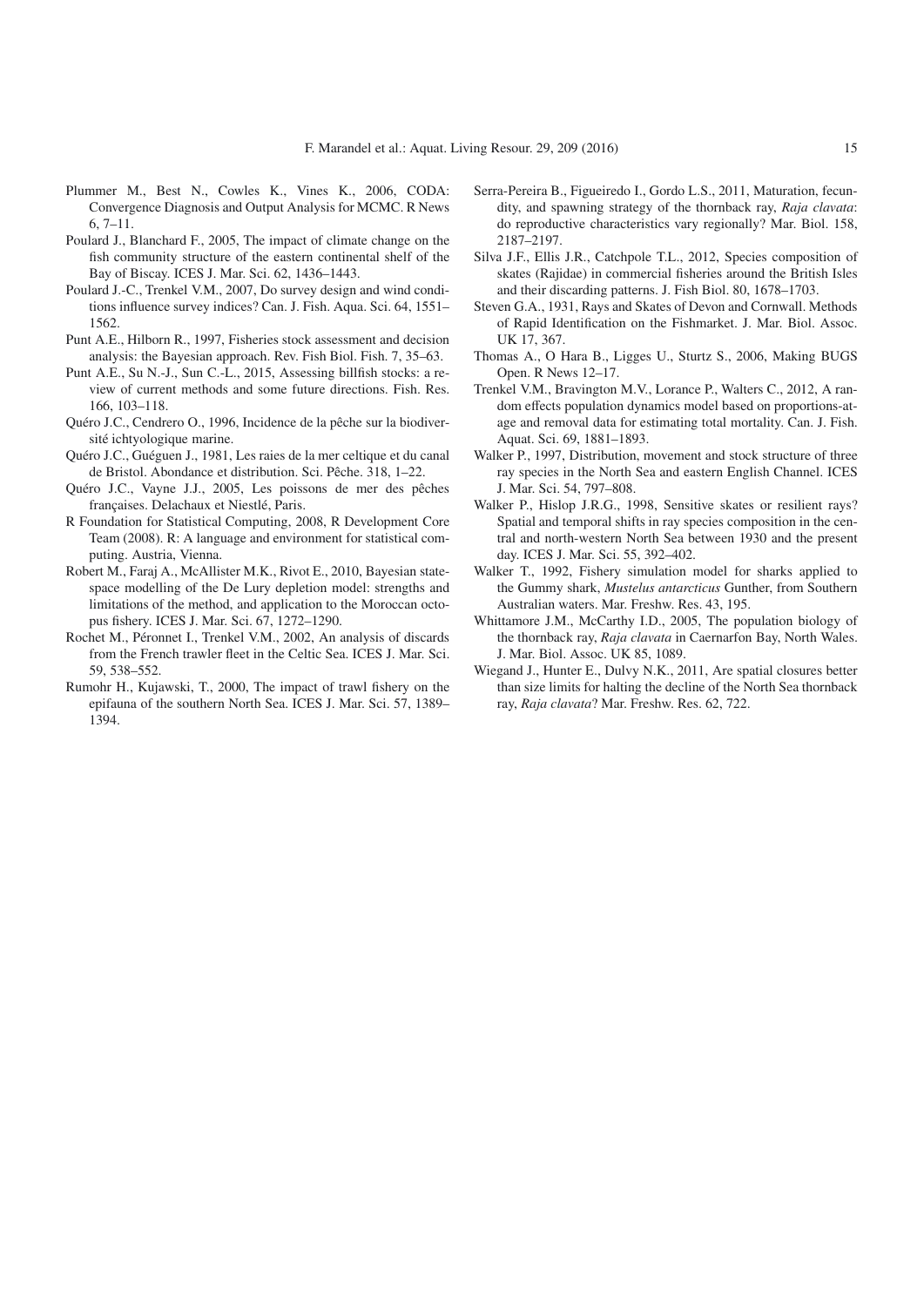Plummer M., Best N., Cowles K., Vines K., 2006, CODA: Convergence Diagnosis and Output Analysis for MCMC. R News 6, 7–11.

Poulard J., Blanchard F., 2005, The impact of climate change on the fish community structure of the eastern continental shelf of the Bay of Biscay. ICES J. Mar. Sci. 62, 1436–1443.

Poulard J.-C., Trenkel V.M., 2007, Do survey design and wind conditions influence survey indices? Can. J. Fish. Aqua. Sci. 64, 1551–1562.

Punt A.E., Hilborn R., 1997, Fisheries stock assessment and decision analysis: the Bayesian approach. Rev. Fish Biol. Fish. 7, 35–63.

Punt A.E., Su N.-J., Sun C.-L., 2015, Assessing billfish stocks: a review of current methods and some future directions. Fish. Res. 166, 103–118.

Quéro J.C., Cendrero O., 1996, Incidence de la pêche sur la biodiversité ichtyologique marine.

Quéro J.C., Guéguen J., 1981, Les raies de la mer celtique et du canal de Bristol. Abondance et distribution. Sci. Pêche. 318, 1–22.

Quéro J.C., Vayne J.J., 2005, Les poissons de mer des pêches françaises. Delachaux et Niestlé, Paris.

R Foundation for Statistical Computing, 2008, R Development Core Team (2008). R: A language and environment for statistical computing. Austria, Vienna.

Robert M., Faraj A., McAllister M.K., Rivot E., 2010, Bayesian state-space modelling of the De Lury depletion model: strengths and limitations of the method, and application to the Moroccan octopus fishery. ICES J. Mar. Sci. 67, 1272–1290.

Rochet M., Péronnet I., Trenkel V.M., 2002, An analysis of discards from the French trawler fleet in the Celtic Sea. ICES J. Mar. Sci. 59, 538–552.

Rumohr H., Kujawski, T., 2000, The impact of trawl fishery on the epifauna of the southern North Sea. ICES J. Mar. Sci. 57, 1389–1394.

Serra-Pereira B., Figueiredo I., Gordo L.S., 2011, Maturation, fecundity, and spawning strategy of the thornback ray, *Raja clavata*: do reproductive characteristics vary regionally? Mar. Biol. 158, 2187–2197.

Silva J.F., Ellis J.R., Catchpole T.L., 2012, Species composition of skates (Rajidae) in commercial fisheries around the British Isles and their discarding patterns. J. Fish Biol. 80, 1678–1703.

Steven G.A., 1931, Rays and Skates of Devon and Cornwall. Methods of Rapid Identification on the Fishmarket. J. Mar. Biol. Assoc. UK 17, 367.

Thomas A., O Hara B., Ligges U., Sturtz S., 2006, Making BUGS Open. R News 12–17.

Trenkel V.M., Bravington M.V., Lorance P., Walters C., 2012, A random effects population dynamics model based on proportions-at-age and removal data for estimating total mortality. Can. J. Fish. Aquat. Sci. 69, 1881–1893.

Walker P., 1997, Distribution, movement and stock structure of three ray species in the North Sea and eastern English Channel. ICES J. Mar. Sci. 54, 797–808.

Walker P., Hislop J.R.G., 1998, Sensitive skates or resilient rays? Spatial and temporal shifts in ray species composition in the central and north-western North Sea between 1930 and the present day. ICES J. Mar. Sci. 55, 392–402.

Walker T., 1992, Fishery simulation model for sharks applied to the Gummy shark, *Mustelus antarcticus* Gunther, from Southern Australian waters. Mar. Freshw. Res. 43, 195.

Whittamore J.M., McCarthy I.D., 2005, The population biology of the thornback ray, *Raja clavata* in Caernarfon Bay, North Wales. J. Mar. Biol. Assoc. UK 85, 1089.

Wiegand J., Hunter E., Dulvy N.K., 2011, Are spatial closures better than size limits for halting the decline of the North Sea thornback ray, *Raja clavata*? Mar. Freshw. Res. 62, 722.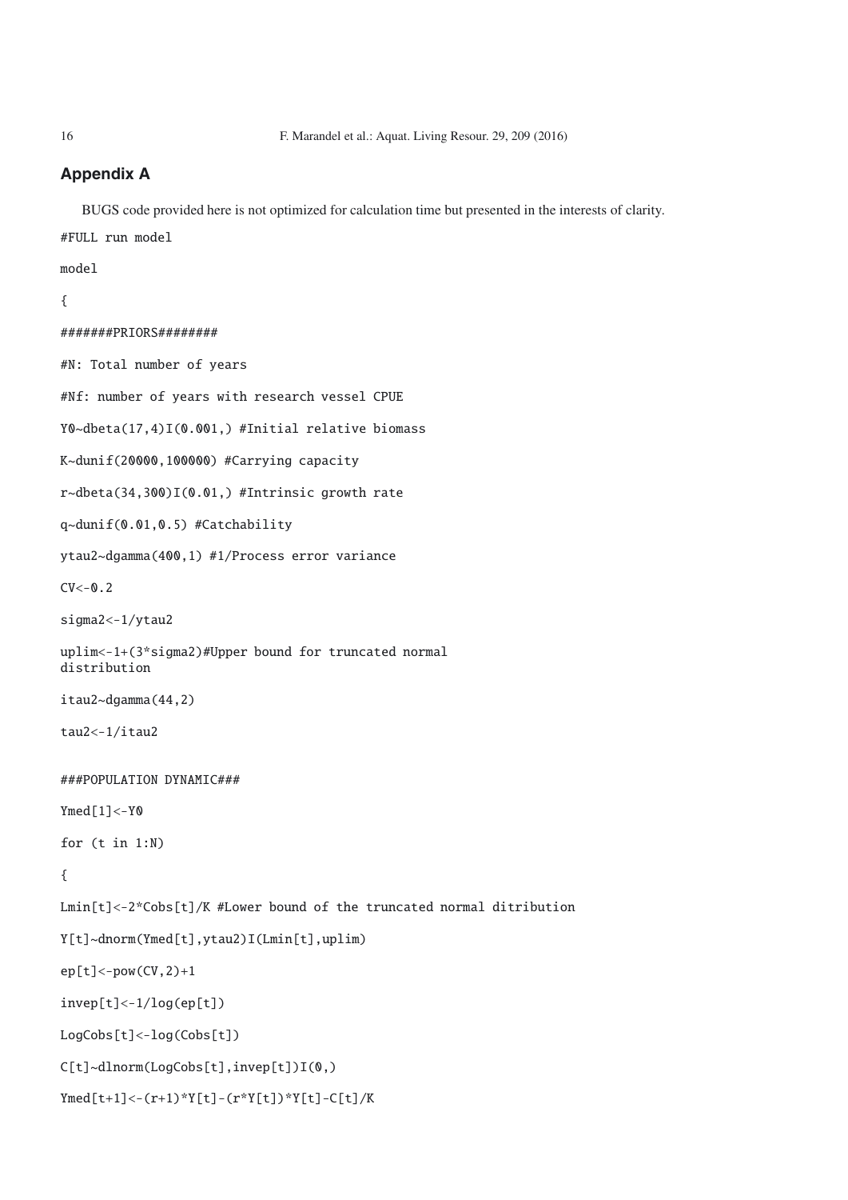## Appendix A

BUGS code provided here is not optimized for calculation time but presented in the interests of clarity.

```
#FULL run model

model

{

#######PRIORS########

#N: Total number of years

#Nf: number of years with research vessel CPUE

Y0~dbeta(17,4)I(0.001,) #Initial relative biomass

K~dunif(20000,100000) #Carrying capacity

r~dbeta(34,300)I(0.01,) #Intrinsic growth rate

q~dunif(0.01,0.5) #Catchability

ytau2~dgamma(400,1) #1/Process error variance

CV<-0.2

sigma2<-1/ytau2

uplim<-1+(3*sigma2)#Upper bound for truncated normal
distribution

itau2~dgamma(44,2)

tau2<-1/itau2


###POPULATION DYNAMIC###

Ymed[1]<-Y0

for (t in 1:N)

{

Lmin[t]<-2*Cobs[t]/K #Lower bound of the truncated normal ditribution

Y[t]~dnorm(Ymed[t],ytau2)I(Lmin[t],uplim)

ep[t]<-pow(CV,2)+1

invep[t]<-1/log(ep[t])

LogCobs[t]<-log(Cobs[t])

C[t]~dlnorm(LogCobs[t],invep[t])I(0,)

Ymed[t+1]<-(r+1)*Y[t]-(r*Y[t])*Y[t]-C[t]/K
```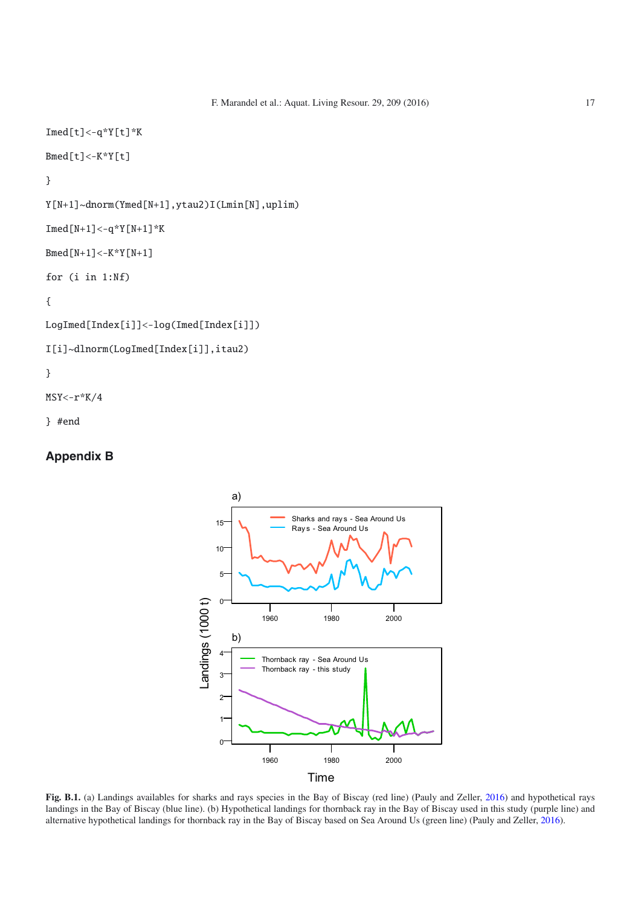```
Imed[t]<-q*Y[t]*K

Bmed[t]<-K*Y[t]

}

Y[N+1]~dnorm(Ymed[N+1],ytau2)I(Lmin[N],uplim)

Imed[N+1]<-q*Y[N+1]*K

Bmed[N+1]<-K*Y[N+1]

for (i in 1:Nf)

{

LogImed[Index[i]]<-log(Imed[Index[i]])

I[i]~dlnorm(LogImed[Index[i]],itau2)

}

MSY<-r*K/4

} #end
```

## Appendix B

a)

Sharks and rays - Sea Around Us
Rays - Sea Around Us

0
5
10
15

1960
1980
2000

b)

Thornback ray - Sea Around Us
Thornback ray - this study

0
1
2
3
4

1960
1980
2000

Landings (1000 t)

Time

**Fig. B.1.** (a) Landings availables for sharks and rays species in the Bay of Biscay (red line) (Pauly and Zeller, 2016) and hypothetical rays landings in the Bay of Biscay (blue line). (b) Hypothetical landings for thornback ray in the Bay of Biscay used in this study (purple line) and alternative hypothetical landings for thornback ray in the Bay of Biscay based on Sea Around Us (green line) (Pauly and Zeller, 2016).